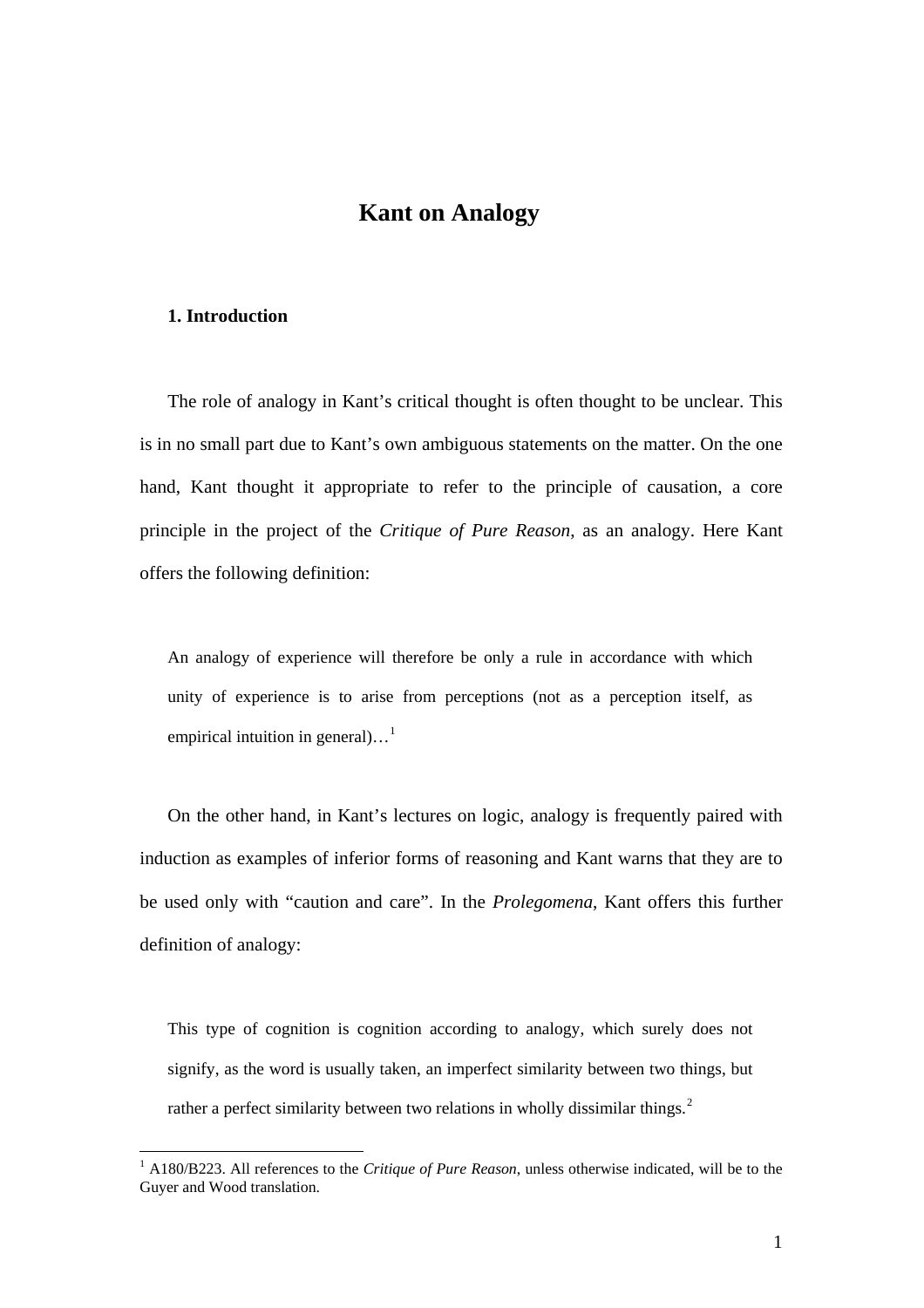# Kant on Analogy

## 1. Introduction

The role of analogy in Kant's critical thought is often thought to be unclear. This is in no small part due to Kant's own ambiguous statements on the matter. On the one hand, Kant thought it appropriate to refer to the principle of causation, a core principle in the project of the *Critique of Pure Reason*, as an analogy. Here Kant offers the following definition:

> An analogy of experience will therefore be only a rule in accordance with which unity of experience is to arise from perceptions (not as a perception itself, as empirical intuition in general)…[1]

On the other hand, in Kant's lectures on logic, analogy is frequently paired with induction as examples of inferior forms of reasoning and Kant warns that they are to be used only with "caution and care". In the *Prolegomena*, Kant offers this further definition of analogy:

> This type of cognition is cognition according to analogy, which surely does not signify, as the word is usually taken, an imperfect similarity between two things, but rather a perfect similarity between two relations in wholly dissimilar things.[2]

---

[1] A180/B223. All references to the *Critique of Pure Reason*, unless otherwise indicated, will be to the Guyer and Wood translation.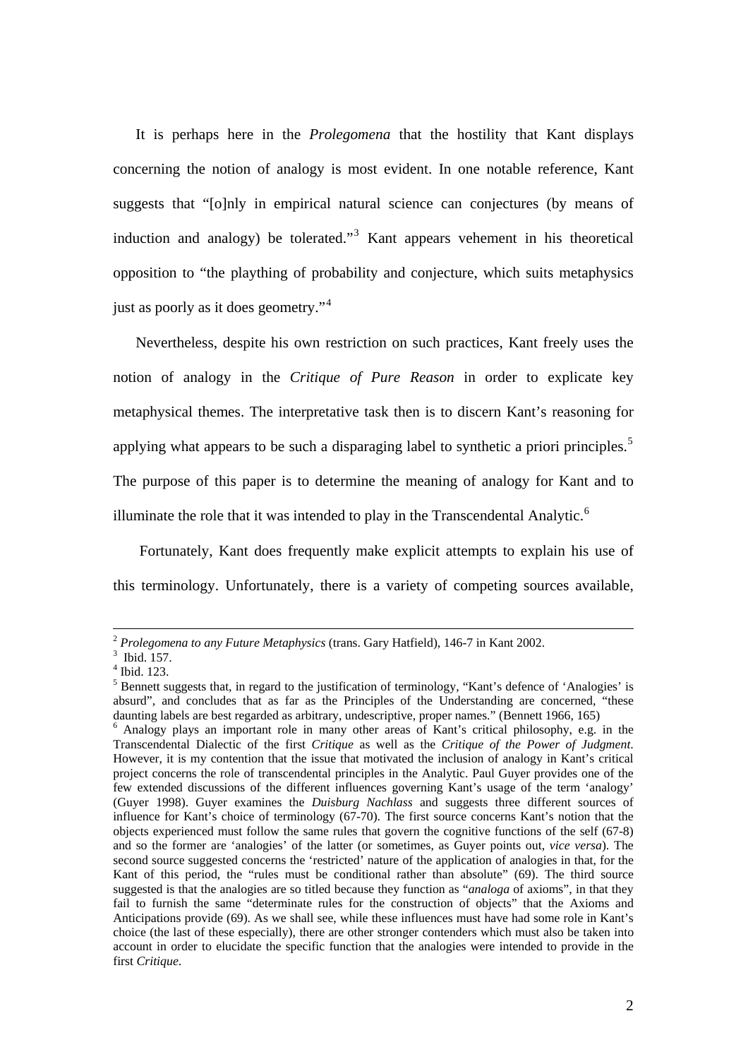It is perhaps here in the *Prolegomena* that the hostility that Kant displays concerning the notion of analogy is most evident. In one notable reference, Kant suggests that "[o]nly in empirical natural science can conjectures (by means of induction and analogy) be tolerated."[3] Kant appears vehement in his theoretical opposition to "the plaything of probability and conjecture, which suits metaphysics just as poorly as it does geometry."[4]

Nevertheless, despite his own restriction on such practices, Kant freely uses the notion of analogy in the *Critique of Pure Reason* in order to explicate key metaphysical themes. The interpretative task then is to discern Kant's reasoning for applying what appears to be such a disparaging label to synthetic a priori principles.[5] The purpose of this paper is to determine the meaning of analogy for Kant and to illuminate the role that it was intended to play in the Transcendental Analytic.[6]

Fortunately, Kant does frequently make explicit attempts to explain his use of this terminology. Unfortunately, there is a variety of competing sources available,

---

[2] *Prolegomena to any Future Metaphysics* (trans. Gary Hatfield), 146-7 in Kant 2002.

[3] Ibid. 157.

[4] Ibid. 123.

[5] Bennett suggests that, in regard to the justification of terminology, "Kant's defence of 'Analogies' is absurd", and concludes that as far as the Principles of the Understanding are concerned, "these daunting labels are best regarded as arbitrary, undescriptive, proper names." (Bennett 1966, 165)

[6] Analogy plays an important role in many other areas of Kant's critical philosophy, e.g. in the Transcendental Dialectic of the first *Critique* as well as the *Critique of the Power of Judgment*. However, it is my contention that the issue that motivated the inclusion of analogy in Kant's critical project concerns the role of transcendental principles in the Analytic. Paul Guyer provides one of the few extended discussions of the different influences governing Kant's usage of the term 'analogy' (Guyer 1998). Guyer examines the *Duisburg Nachlass* and suggests three different sources of influence for Kant's choice of terminology (67-70). The first source concerns Kant's notion that the objects experienced must follow the same rules that govern the cognitive functions of the self (67-8) and so the former are 'analogies' of the latter (or sometimes, as Guyer points out, *vice versa*). The second source suggested concerns the 'restricted' nature of the application of analogies in that, for the Kant of this period, the "rules must be conditional rather than absolute" (69). The third source suggested is that the analogies are so titled because they function as "*analoga* of axioms", in that they fail to furnish the same "determinate rules for the construction of objects" that the Axioms and Anticipations provide (69). As we shall see, while these influences must have had some role in Kant's choice (the last of these especially), there are other stronger contenders which must also be taken into account in order to elucidate the specific function that the analogies were intended to provide in the first *Critique*.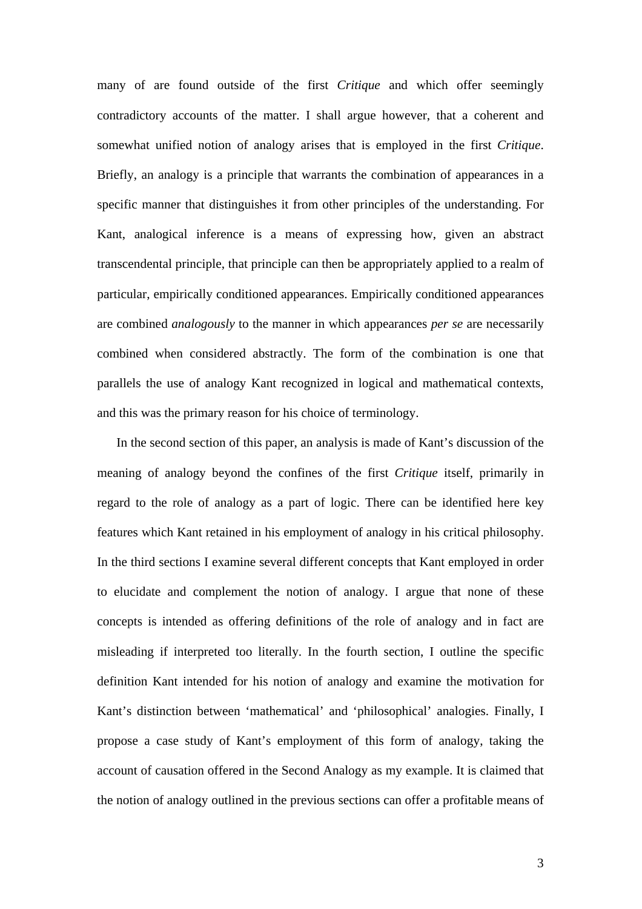many of are found outside of the first *Critique* and which offer seemingly contradictory accounts of the matter. I shall argue however, that a coherent and somewhat unified notion of analogy arises that is employed in the first *Critique*. Briefly, an analogy is a principle that warrants the combination of appearances in a specific manner that distinguishes it from other principles of the understanding. For Kant, analogical inference is a means of expressing how, given an abstract transcendental principle, that principle can then be appropriately applied to a realm of particular, empirically conditioned appearances. Empirically conditioned appearances are combined *analogously* to the manner in which appearances *per se* are necessarily combined when considered abstractly. The form of the combination is one that parallels the use of analogy Kant recognized in logical and mathematical contexts, and this was the primary reason for his choice of terminology.

In the second section of this paper, an analysis is made of Kant's discussion of the meaning of analogy beyond the confines of the first *Critique* itself, primarily in regard to the role of analogy as a part of logic. There can be identified here key features which Kant retained in his employment of analogy in his critical philosophy. In the third sections I examine several different concepts that Kant employed in order to elucidate and complement the notion of analogy. I argue that none of these concepts is intended as offering definitions of the role of analogy and in fact are misleading if interpreted too literally. In the fourth section, I outline the specific definition Kant intended for his notion of analogy and examine the motivation for Kant's distinction between 'mathematical' and 'philosophical' analogies. Finally, I propose a case study of Kant's employment of this form of analogy, taking the account of causation offered in the Second Analogy as my example. It is claimed that the notion of analogy outlined in the previous sections can offer a profitable means of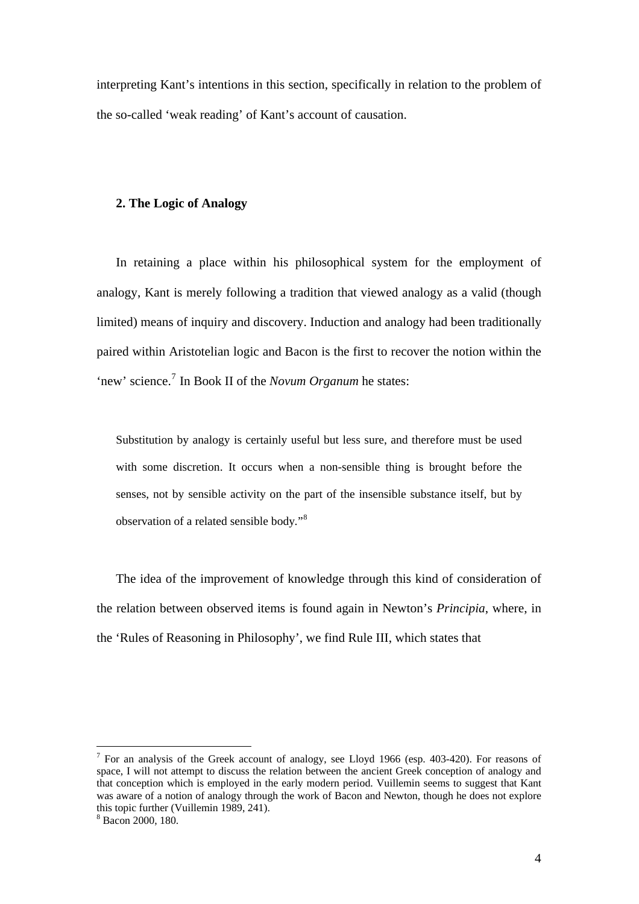interpreting Kant's intentions in this section, specifically in relation to the problem of the so-called 'weak reading' of Kant's account of causation.

## 2. The Logic of Analogy

In retaining a place within his philosophical system for the employment of analogy, Kant is merely following a tradition that viewed analogy as a valid (though limited) means of inquiry and discovery. Induction and analogy had been traditionally paired within Aristotelian logic and Bacon is the first to recover the notion within the 'new' science.[7] In Book II of the *Novum Organum* he states:

> Substitution by analogy is certainly useful but less sure, and therefore must be used with some discretion. It occurs when a non-sensible thing is brought before the senses, not by sensible activity on the part of the insensible substance itself, but by observation of a related sensible body."[8]

The idea of the improvement of knowledge through this kind of consideration of the relation between observed items is found again in Newton's *Principia*, where, in the 'Rules of Reasoning in Philosophy', we find Rule III, which states that

---

[7] For an analysis of the Greek account of analogy, see Lloyd 1966 (esp. 403-420). For reasons of space, I will not attempt to discuss the relation between the ancient Greek conception of analogy and that conception which is employed in the early modern period. Vuillemin seems to suggest that Kant was aware of a notion of analogy through the work of Bacon and Newton, though he does not explore this topic further (Vuillemin 1989, 241).

[8] Bacon 2000, 180.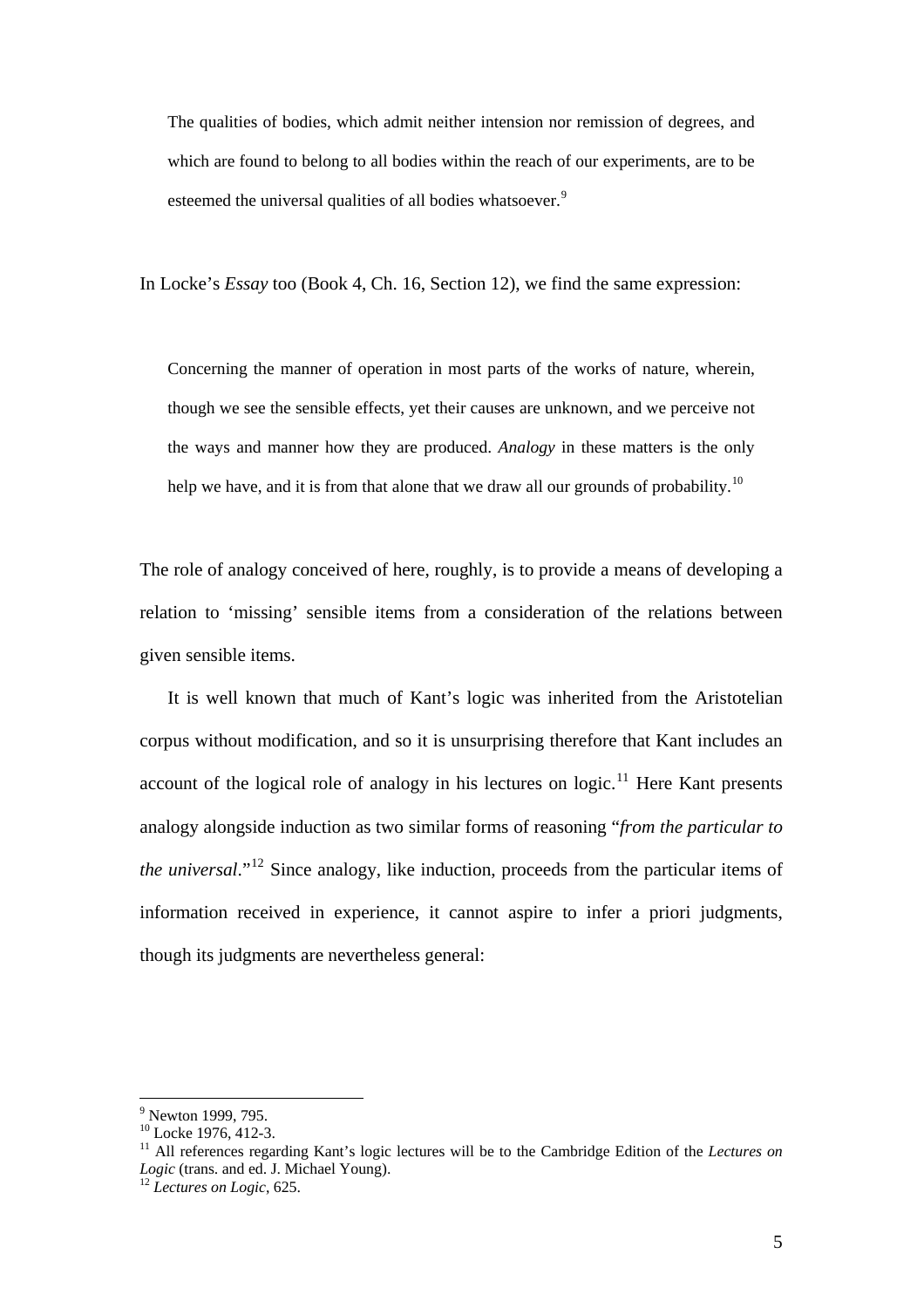> The qualities of bodies, which admit neither intension nor remission of degrees, and which are found to belong to all bodies within the reach of our experiments, are to be esteemed the universal qualities of all bodies whatsoever.[9]

In Locke's *Essay* too (Book 4, Ch. 16, Section 12), we find the same expression:

> Concerning the manner of operation in most parts of the works of nature, wherein, though we see the sensible effects, yet their causes are unknown, and we perceive not the ways and manner how they are produced. *Analogy* in these matters is the only help we have, and it is from that alone that we draw all our grounds of probability.[10]

The role of analogy conceived of here, roughly, is to provide a means of developing a relation to 'missing' sensible items from a consideration of the relations between given sensible items.

It is well known that much of Kant's logic was inherited from the Aristotelian corpus without modification, and so it is unsurprising therefore that Kant includes an account of the logical role of analogy in his lectures on logic.[11] Here Kant presents analogy alongside induction as two similar forms of reasoning "*from the particular to the universal*."[12] Since analogy, like induction, proceeds from the particular items of information received in experience, it cannot aspire to infer a priori judgments, though its judgments are nevertheless general:

---

[9] Newton 1999, 795.

[10] Locke 1976, 412-3.

[11] All references regarding Kant's logic lectures will be to the Cambridge Edition of the *Lectures on Logic* (trans. and ed. J. Michael Young).

[12] *Lectures on Logic*, 625.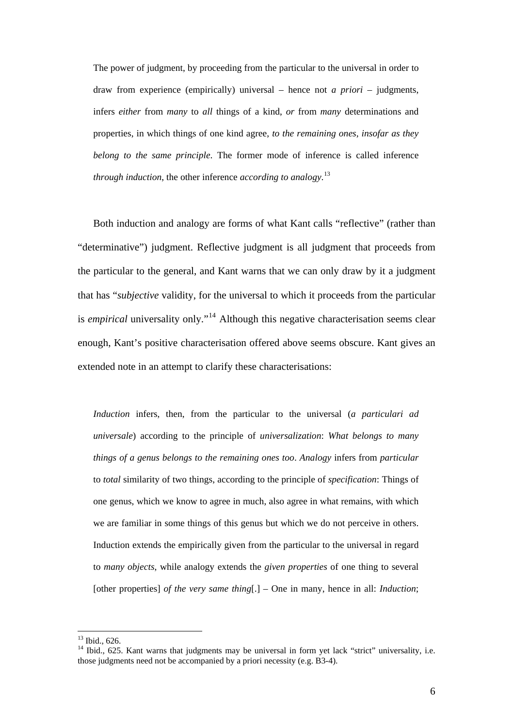> The power of judgment, by proceeding from the particular to the universal in order to draw from experience (empirically) universal – hence not *a priori* – judgments, infers *either* from *many* to *all* things of a kind, *or* from *many* determinations and properties, in which things of one kind agree, *to the remaining ones, insofar as they belong to the same principle*. The former mode of inference is called inference *through induction*, the other inference *according to analogy*.[13]

Both induction and analogy are forms of what Kant calls "reflective" (rather than "determinative") judgment. Reflective judgment is all judgment that proceeds from the particular to the general, and Kant warns that we can only draw by it a judgment that has "*subjective* validity, for the universal to which it proceeds from the particular is *empirical* universality only."[14] Although this negative characterisation seems clear enough, Kant's positive characterisation offered above seems obscure. Kant gives an extended note in an attempt to clarify these characterisations:

> *Induction* infers, then, from the particular to the universal (*a particulari ad universale*) according to the principle of *universalization*: *What belongs to many things of a genus belongs to the remaining ones too*. *Analogy* infers from *particular* to *total* similarity of two things, according to the principle of *specification*: Things of one genus, which we know to agree in much, also agree in what remains, with which we are familiar in some things of this genus but which we do not perceive in others. Induction extends the empirically given from the particular to the universal in regard to *many objects*, while analogy extends the *given properties* of one thing to several [other properties] *of the very same thing*[.] – One in many, hence in all: *Induction*;

---

[13] Ibid., 626.

[14] Ibid., 625. Kant warns that judgments may be universal in form yet lack "strict" universality, i.e. those judgments need not be accompanied by a priori necessity (e.g. B3-4).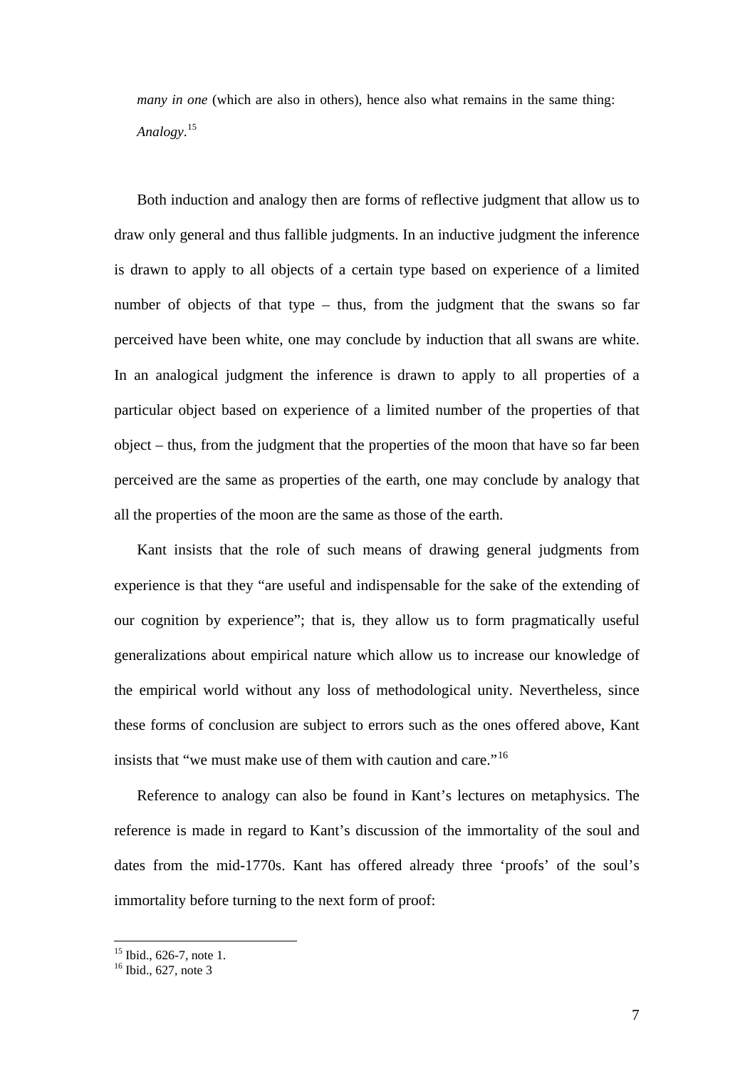*many in one* (which are also in others), hence also what remains in the same thing: *Analogy*.[15]

Both induction and analogy then are forms of reflective judgment that allow us to draw only general and thus fallible judgments. In an inductive judgment the inference is drawn to apply to all objects of a certain type based on experience of a limited number of objects of that type – thus, from the judgment that the swans so far perceived have been white, one may conclude by induction that all swans are white. In an analogical judgment the inference is drawn to apply to all properties of a particular object based on experience of a limited number of the properties of that object – thus, from the judgment that the properties of the moon that have so far been perceived are the same as properties of the earth, one may conclude by analogy that all the properties of the moon are the same as those of the earth.

Kant insists that the role of such means of drawing general judgments from experience is that they "are useful and indispensable for the sake of the extending of our cognition by experience"; that is, they allow us to form pragmatically useful generalizations about empirical nature which allow us to increase our knowledge of the empirical world without any loss of methodological unity. Nevertheless, since these forms of conclusion are subject to errors such as the ones offered above, Kant insists that "we must make use of them with caution and care."[16]

Reference to analogy can also be found in Kant's lectures on metaphysics. The reference is made in regard to Kant's discussion of the immortality of the soul and dates from the mid-1770s. Kant has offered already three 'proofs' of the soul's immortality before turning to the next form of proof:

[15] Ibid., 626-7, note 1.
[16] Ibid., 627, note 3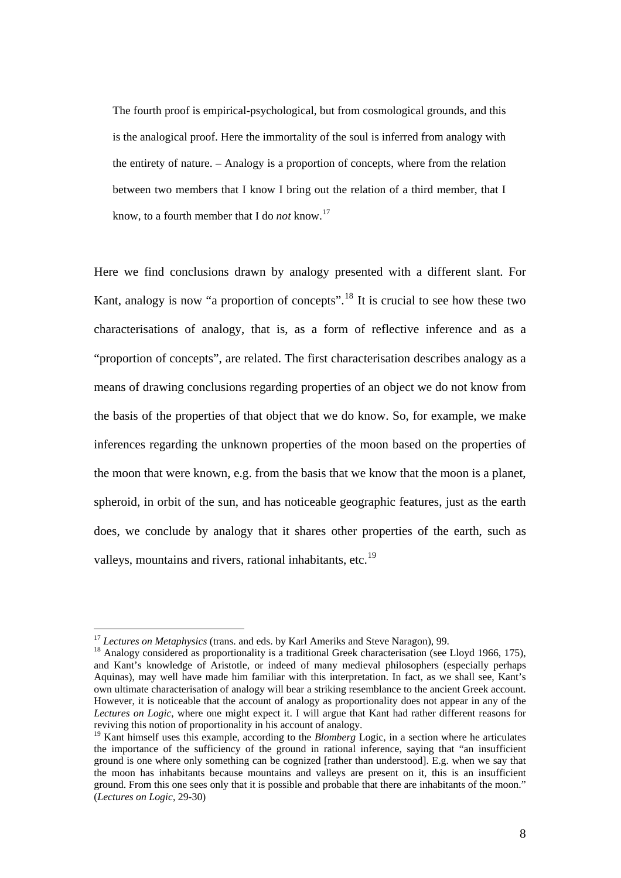> The fourth proof is empirical-psychological, but from cosmological grounds, and this is the analogical proof. Here the immortality of the soul is inferred from analogy with the entirety of nature. – Analogy is a proportion of concepts, where from the relation between two members that I know I bring out the relation of a third member, that I know, to a fourth member that I do *not* know.[17]

Here we find conclusions drawn by analogy presented with a different slant. For Kant, analogy is now "a proportion of concepts".[18] It is crucial to see how these two characterisations of analogy, that is, as a form of reflective inference and as a "proportion of concepts", are related. The first characterisation describes analogy as a means of drawing conclusions regarding properties of an object we do not know from the basis of the properties of that object that we do know. So, for example, we make inferences regarding the unknown properties of the moon based on the properties of the moon that were known, e.g. from the basis that we know that the moon is a planet, spheroid, in orbit of the sun, and has noticeable geographic features, just as the earth does, we conclude by analogy that it shares other properties of the earth, such as valleys, mountains and rivers, rational inhabitants, etc.[19]

---

[17] *Lectures on Metaphysics* (trans. and eds. by Karl Ameriks and Steve Naragon), 99.

[18] Analogy considered as proportionality is a traditional Greek characterisation (see Lloyd 1966, 175), and Kant's knowledge of Aristotle, or indeed of many medieval philosophers (especially perhaps Aquinas), may well have made him familiar with this interpretation. In fact, as we shall see, Kant's own ultimate characterisation of analogy will bear a striking resemblance to the ancient Greek account. However, it is noticeable that the account of analogy as proportionality does not appear in any of the *Lectures on Logic*, where one might expect it. I will argue that Kant had rather different reasons for reviving this notion of proportionality in his account of analogy.

[19] Kant himself uses this example, according to the *Blomberg* Logic, in a section where he articulates the importance of the sufficiency of the ground in rational inference, saying that "an insufficient ground is one where only something can be cognized [rather than understood]. E.g. when we say that the moon has inhabitants because mountains and valleys are present on it, this is an insufficient ground. From this one sees only that it is possible and probable that there are inhabitants of the moon." (*Lectures on Logic*, 29-30)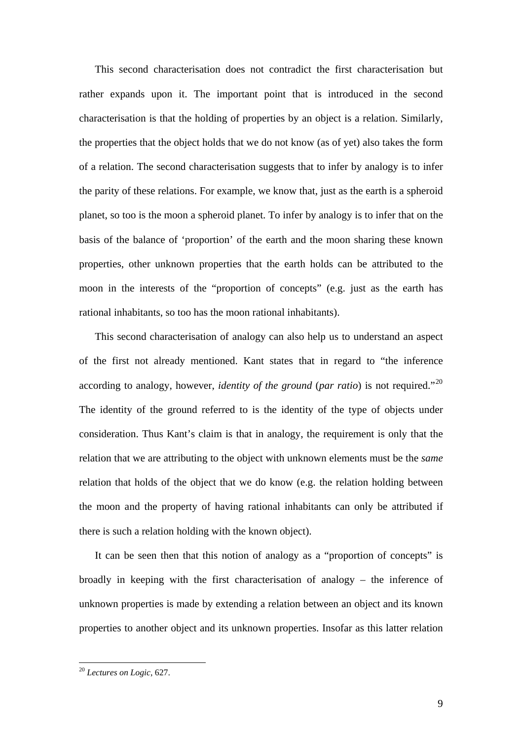This second characterisation does not contradict the first characterisation but rather expands upon it. The important point that is introduced in the second characterisation is that the holding of properties by an object is a relation. Similarly, the properties that the object holds that we do not know (as of yet) also takes the form of a relation. The second characterisation suggests that to infer by analogy is to infer the parity of these relations. For example, we know that, just as the earth is a spheroid planet, so too is the moon a spheroid planet. To infer by analogy is to infer that on the basis of the balance of 'proportion' of the earth and the moon sharing these known properties, other unknown properties that the earth holds can be attributed to the moon in the interests of the "proportion of concepts" (e.g. just as the earth has rational inhabitants, so too has the moon rational inhabitants).

This second characterisation of analogy can also help us to understand an aspect of the first not already mentioned. Kant states that in regard to "the inference according to analogy, however, *identity of the ground* (*par ratio*) is not required."[20] The identity of the ground referred to is the identity of the type of objects under consideration. Thus Kant's claim is that in analogy, the requirement is only that the relation that we are attributing to the object with unknown elements must be the *same* relation that holds of the object that we do know (e.g. the relation holding between the moon and the property of having rational inhabitants can only be attributed if there is such a relation holding with the known object).

It can be seen then that this notion of analogy as a "proportion of concepts" is broadly in keeping with the first characterisation of analogy – the inference of unknown properties is made by extending a relation between an object and its known properties to another object and its unknown properties. Insofar as this latter relation

---

[20] *Lectures on Logic*, 627.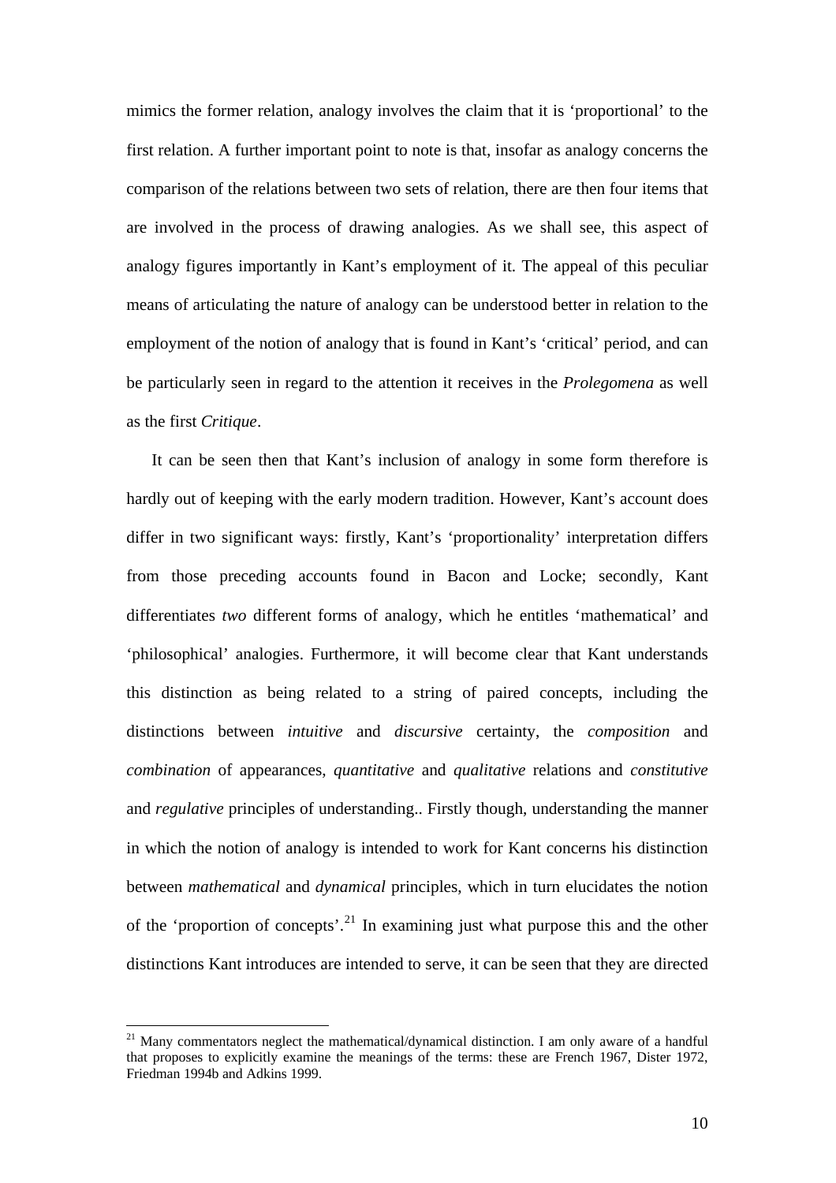mimics the former relation, analogy involves the claim that it is 'proportional' to the first relation. A further important point to note is that, insofar as analogy concerns the comparison of the relations between two sets of relation, there are then four items that are involved in the process of drawing analogies. As we shall see, this aspect of analogy figures importantly in Kant's employment of it. The appeal of this peculiar means of articulating the nature of analogy can be understood better in relation to the employment of the notion of analogy that is found in Kant's 'critical' period, and can be particularly seen in regard to the attention it receives in the *Prolegomena* as well as the first *Critique*.

It can be seen then that Kant's inclusion of analogy in some form therefore is hardly out of keeping with the early modern tradition. However, Kant's account does differ in two significant ways: firstly, Kant's 'proportionality' interpretation differs from those preceding accounts found in Bacon and Locke; secondly, Kant differentiates *two* different forms of analogy, which he entitles 'mathematical' and 'philosophical' analogies. Furthermore, it will become clear that Kant understands this distinction as being related to a string of paired concepts, including the distinctions between *intuitive* and *discursive* certainty, the *composition* and *combination* of appearances, *quantitative* and *qualitative* relations and *constitutive* and *regulative* principles of understanding.. Firstly though, understanding the manner in which the notion of analogy is intended to work for Kant concerns his distinction between *mathematical* and *dynamical* principles, which in turn elucidates the notion of the 'proportion of concepts'.[21] In examining just what purpose this and the other distinctions Kant introduces are intended to serve, it can be seen that they are directed

[21] Many commentators neglect the mathematical/dynamical distinction. I am only aware of a handful that proposes to explicitly examine the meanings of the terms: these are French 1967, Dister 1972, Friedman 1994b and Adkins 1999.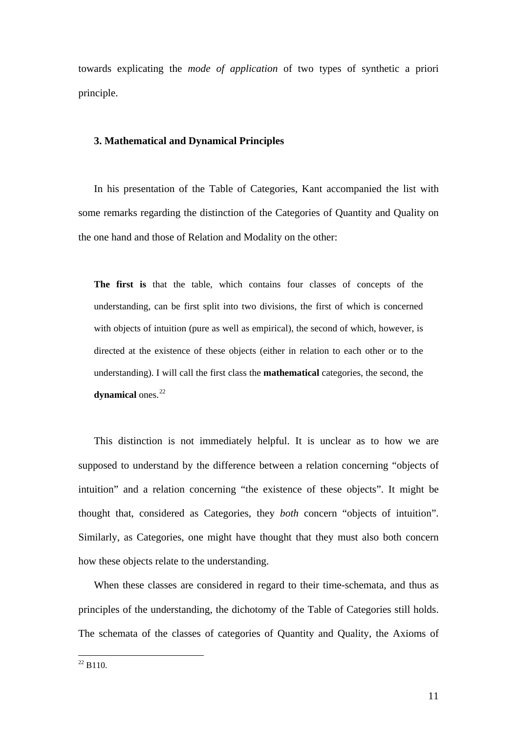towards explicating the *mode of application* of two types of synthetic a priori principle.

### 3. Mathematical and Dynamical Principles

In his presentation of the Table of Categories, Kant accompanied the list with some remarks regarding the distinction of the Categories of Quantity and Quality on the one hand and those of Relation and Modality on the other:

> **The first is** that the table, which contains four classes of concepts of the understanding, can be first split into two divisions, the first of which is concerned with objects of intuition (pure as well as empirical), the second of which, however, is directed at the existence of these objects (either in relation to each other or to the understanding). I will call the first class the **mathematical** categories, the second, the **dynamical** ones.[22]

This distinction is not immediately helpful. It is unclear as to how we are supposed to understand by the difference between a relation concerning "objects of intuition" and a relation concerning "the existence of these objects". It might be thought that, considered as Categories, they *both* concern "objects of intuition". Similarly, as Categories, one might have thought that they must also both concern how these objects relate to the understanding.

When these classes are considered in regard to their time-schemata, and thus as principles of the understanding, the dichotomy of the Table of Categories still holds. The schemata of the classes of categories of Quantity and Quality, the Axioms of

[22] B110.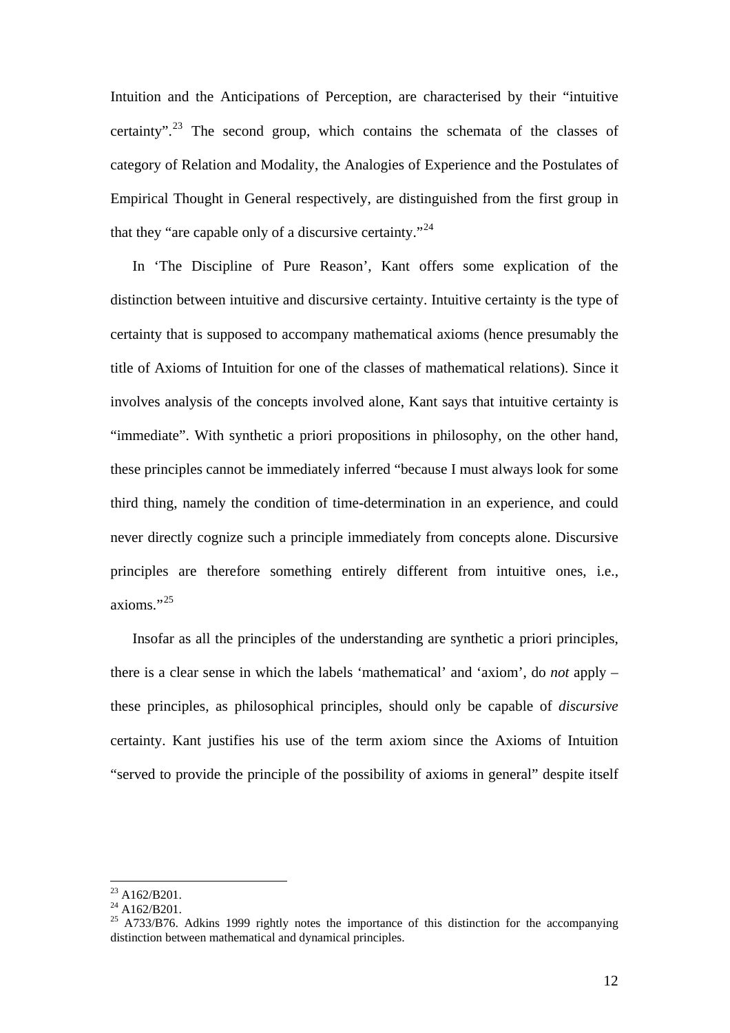Intuition and the Anticipations of Perception, are characterised by their "intuitive certainty".[23] The second group, which contains the schemata of the classes of category of Relation and Modality, the Analogies of Experience and the Postulates of Empirical Thought in General respectively, are distinguished from the first group in that they "are capable only of a discursive certainty."[24]

In 'The Discipline of Pure Reason', Kant offers some explication of the distinction between intuitive and discursive certainty. Intuitive certainty is the type of certainty that is supposed to accompany mathematical axioms (hence presumably the title of Axioms of Intuition for one of the classes of mathematical relations). Since it involves analysis of the concepts involved alone, Kant says that intuitive certainty is "immediate". With synthetic a priori propositions in philosophy, on the other hand, these principles cannot be immediately inferred "because I must always look for some third thing, namely the condition of time-determination in an experience, and could never directly cognize such a principle immediately from concepts alone. Discursive principles are therefore something entirely different from intuitive ones, i.e., axioms."[25]

Insofar as all the principles of the understanding are synthetic a priori principles, there is a clear sense in which the labels 'mathematical' and 'axiom', do *not* apply – these principles, as philosophical principles, should only be capable of *discursive* certainty. Kant justifies his use of the term axiom since the Axioms of Intuition "served to provide the principle of the possibility of axioms in general" despite itself

---

[23] A162/B201.

[24] A162/B201.

[25] A733/B76. Adkins 1999 rightly notes the importance of this distinction for the accompanying distinction between mathematical and dynamical principles.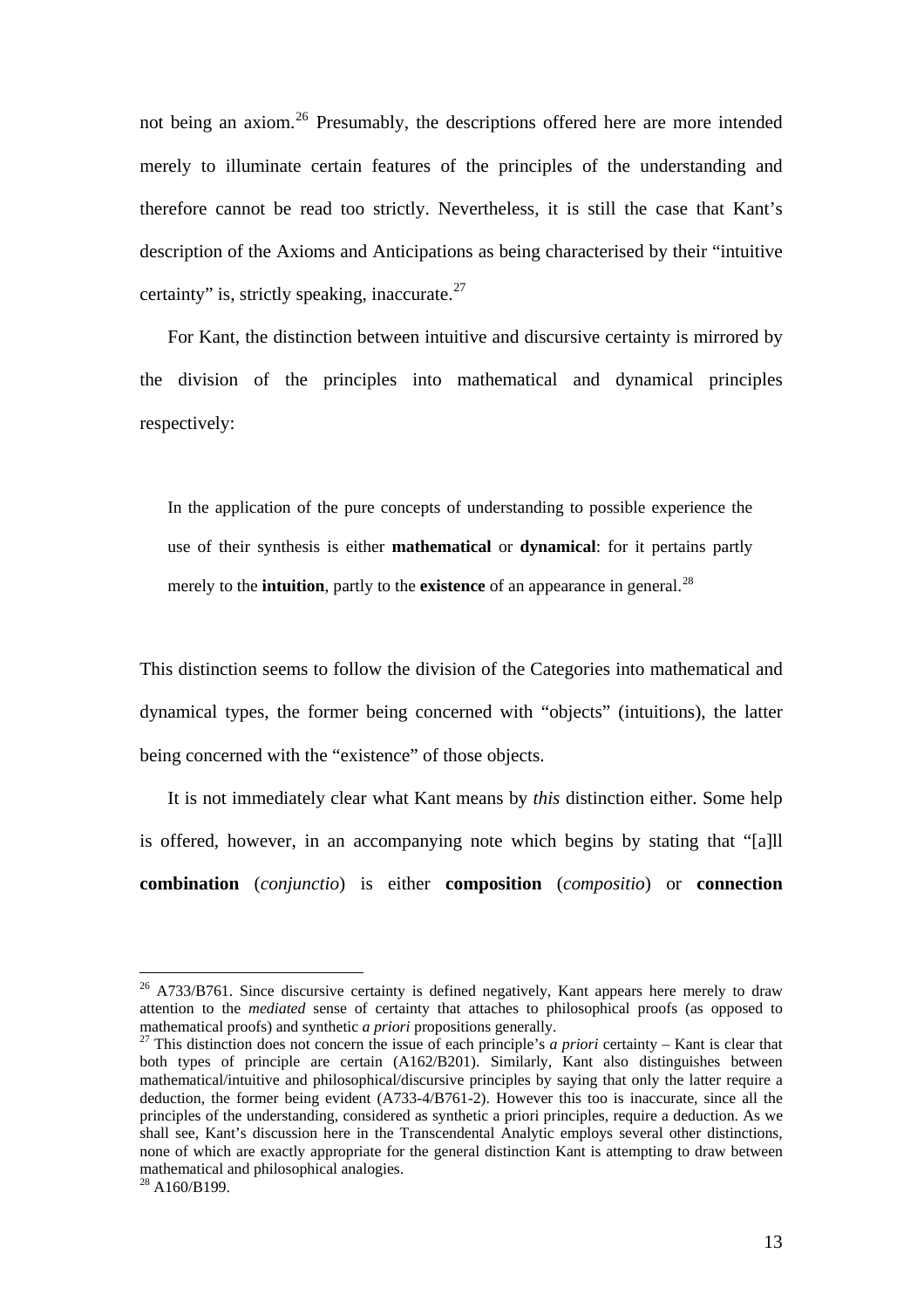not being an axiom.[26] Presumably, the descriptions offered here are more intended merely to illuminate certain features of the principles of the understanding and therefore cannot be read too strictly. Nevertheless, it is still the case that Kant's description of the Axioms and Anticipations as being characterised by their "intuitive certainty" is, strictly speaking, inaccurate.[27]

For Kant, the distinction between intuitive and discursive certainty is mirrored by the division of the principles into mathematical and dynamical principles respectively:

> In the application of the pure concepts of understanding to possible experience the use of their synthesis is either **mathematical** or **dynamical**: for it pertains partly merely to the **intuition**, partly to the **existence** of an appearance in general.[28]

This distinction seems to follow the division of the Categories into mathematical and dynamical types, the former being concerned with "objects" (intuitions), the latter being concerned with the "existence" of those objects.

It is not immediately clear what Kant means by *this* distinction either. Some help is offered, however, in an accompanying note which begins by stating that "[a]ll **combination** (*conjunctio*) is either **composition** (*compositio*) or **connection**

---

[26] A733/B761. Since discursive certainty is defined negatively, Kant appears here merely to draw attention to the *mediated* sense of certainty that attaches to philosophical proofs (as opposed to mathematical proofs) and synthetic *a priori* propositions generally.

[27] This distinction does not concern the issue of each principle's *a priori* certainty – Kant is clear that both types of principle are certain (A162/B201). Similarly, Kant also distinguishes between mathematical/intuitive and philosophical/discursive principles by saying that only the latter require a deduction, the former being evident (A733-4/B761-2). However this too is inaccurate, since all the principles of the understanding, considered as synthetic a priori principles, require a deduction. As we shall see, Kant's discussion here in the Transcendental Analytic employs several other distinctions, none of which are exactly appropriate for the general distinction Kant is attempting to draw between mathematical and philosophical analogies.

[28] A160/B199.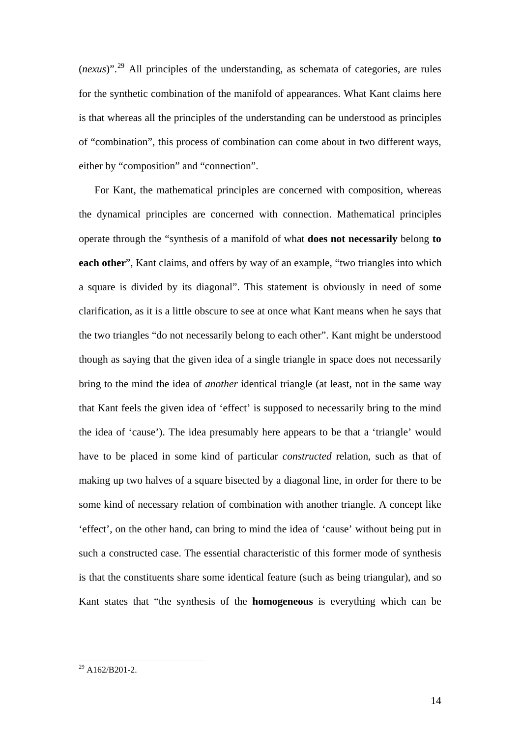(*nexus*)".[29] All principles of the understanding, as schemata of categories, are rules for the synthetic combination of the manifold of appearances. What Kant claims here is that whereas all the principles of the understanding can be understood as principles of "combination", this process of combination can come about in two different ways, either by "composition" and "connection".

For Kant, the mathematical principles are concerned with composition, whereas the dynamical principles are concerned with connection. Mathematical principles operate through the "synthesis of a manifold of what **does not necessarily** belong **to each other**", Kant claims, and offers by way of an example, "two triangles into which a square is divided by its diagonal". This statement is obviously in need of some clarification, as it is a little obscure to see at once what Kant means when he says that the two triangles "do not necessarily belong to each other". Kant might be understood though as saying that the given idea of a single triangle in space does not necessarily bring to the mind the idea of *another* identical triangle (at least, not in the same way that Kant feels the given idea of 'effect' is supposed to necessarily bring to the mind the idea of 'cause'). The idea presumably here appears to be that a 'triangle' would have to be placed in some kind of particular *constructed* relation, such as that of making up two halves of a square bisected by a diagonal line, in order for there to be some kind of necessary relation of combination with another triangle. A concept like 'effect', on the other hand, can bring to mind the idea of 'cause' without being put in such a constructed case. The essential characteristic of this former mode of synthesis is that the constituents share some identical feature (such as being triangular), and so Kant states that "the synthesis of the **homogeneous** is everything which can be

[29] A162/B201-2.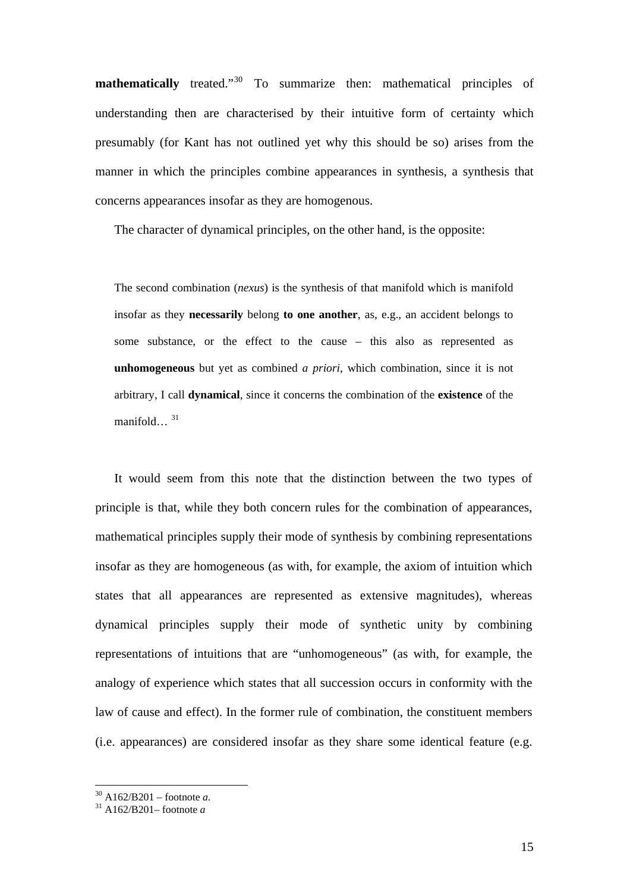**mathematically** treated."[30] To summarize then: mathematical principles of understanding then are characterised by their intuitive form of certainty which presumably (for Kant has not outlined yet why this should be so) arises from the manner in which the principles combine appearances in synthesis, a synthesis that concerns appearances insofar as they are homogenous.

The character of dynamical principles, on the other hand, is the opposite:

> The second combination (*nexus*) is the synthesis of that manifold which is manifold insofar as they **necessarily** belong **to one another**, as, e.g., an accident belongs to some substance, or the effect to the cause – this also as represented as **unhomogeneous** but yet as combined *a priori*, which combination, since it is not arbitrary, I call **dynamical**, since it concerns the combination of the **existence** of the manifold… [31]

It would seem from this note that the distinction between the two types of principle is that, while they both concern rules for the combination of appearances, mathematical principles supply their mode of synthesis by combining representations insofar as they are homogeneous (as with, for example, the axiom of intuition which states that all appearances are represented as extensive magnitudes), whereas dynamical principles supply their mode of synthetic unity by combining representations of intuitions that are "unhomogeneous" (as with, for example, the analogy of experience which states that all succession occurs in conformity with the law of cause and effect). In the former rule of combination, the constituent members (i.e. appearances) are considered insofar as they share some identical feature (e.g.

---

[30] A162/B201 – footnote *a*.

[31] A162/B201– footnote *a*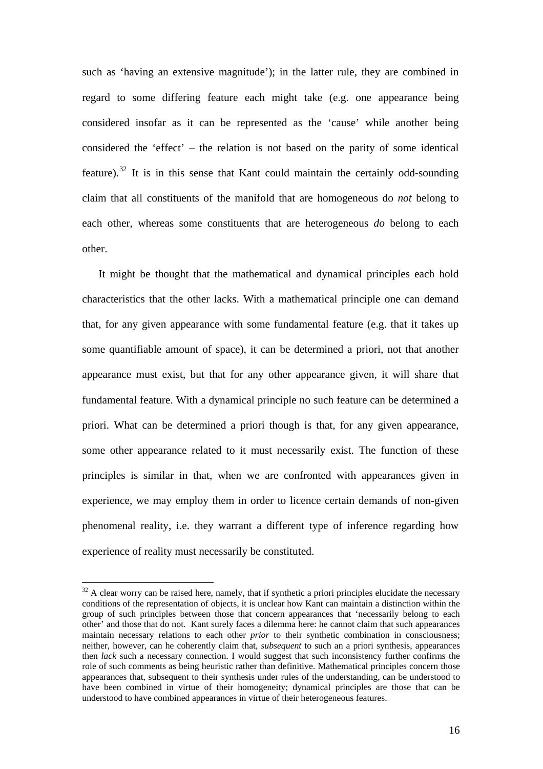such as 'having an extensive magnitude'); in the latter rule, they are combined in regard to some differing feature each might take (e.g. one appearance being considered insofar as it can be represented as the 'cause' while another being considered the 'effect' – the relation is not based on the parity of some identical feature).[32] It is in this sense that Kant could maintain the certainly odd-sounding claim that all constituents of the manifold that are homogeneous do *not* belong to each other, whereas some constituents that are heterogeneous *do* belong to each other.

It might be thought that the mathematical and dynamical principles each hold characteristics that the other lacks. With a mathematical principle one can demand that, for any given appearance with some fundamental feature (e.g. that it takes up some quantifiable amount of space), it can be determined a priori, not that another appearance must exist, but that for any other appearance given, it will share that fundamental feature. With a dynamical principle no such feature can be determined a priori. What can be determined a priori though is that, for any given appearance, some other appearance related to it must necessarily exist. The function of these principles is similar in that, when we are confronted with appearances given in experience, we may employ them in order to licence certain demands of non-given phenomenal reality, i.e. they warrant a different type of inference regarding how experience of reality must necessarily be constituted.

---

[32] A clear worry can be raised here, namely, that if synthetic a priori principles elucidate the necessary conditions of the representation of objects, it is unclear how Kant can maintain a distinction within the group of such principles between those that concern appearances that 'necessarily belong to each other' and those that do not. Kant surely faces a dilemma here: he cannot claim that such appearances maintain necessary relations to each other *prior* to their synthetic combination in consciousness; neither, however, can he coherently claim that, *subsequent* to such an a priori synthesis, appearances then *lack* such a necessary connection. I would suggest that such inconsistency further confirms the role of such comments as being heuristic rather than definitive. Mathematical principles concern those appearances that, subsequent to their synthesis under rules of the understanding, can be understood to have been combined in virtue of their homogeneity; dynamical principles are those that can be understood to have combined appearances in virtue of their heterogeneous features.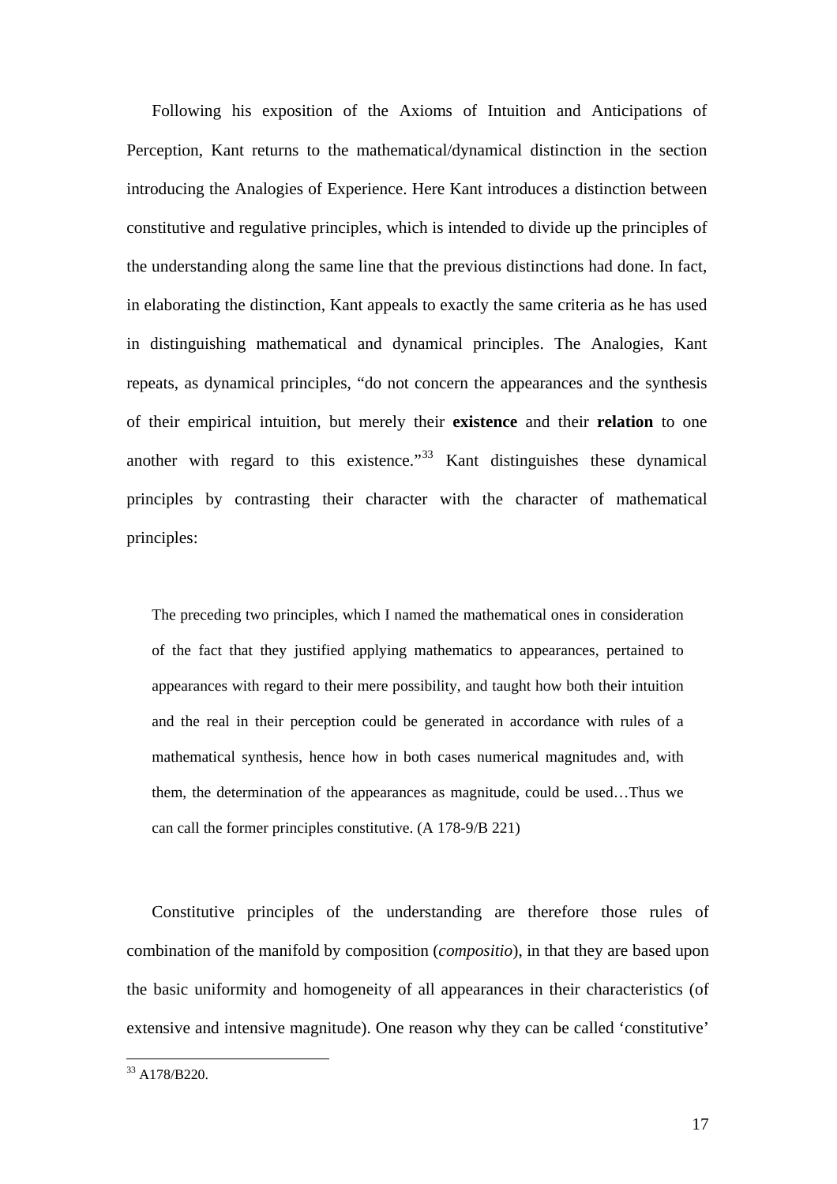Following his exposition of the Axioms of Intuition and Anticipations of Perception, Kant returns to the mathematical/dynamical distinction in the section introducing the Analogies of Experience. Here Kant introduces a distinction between constitutive and regulative principles, which is intended to divide up the principles of the understanding along the same line that the previous distinctions had done. In fact, in elaborating the distinction, Kant appeals to exactly the same criteria as he has used in distinguishing mathematical and dynamical principles. The Analogies, Kant repeats, as dynamical principles, "do not concern the appearances and the synthesis of their empirical intuition, but merely their **existence** and their **relation** to one another with regard to this existence."[33] Kant distinguishes these dynamical principles by contrasting their character with the character of mathematical principles:

> The preceding two principles, which I named the mathematical ones in consideration of the fact that they justified applying mathematics to appearances, pertained to appearances with regard to their mere possibility, and taught how both their intuition and the real in their perception could be generated in accordance with rules of a mathematical synthesis, hence how in both cases numerical magnitudes and, with them, the determination of the appearances as magnitude, could be used…Thus we can call the former principles constitutive. (A 178-9/B 221)

Constitutive principles of the understanding are therefore those rules of combination of the manifold by composition (*compositio*), in that they are based upon the basic uniformity and homogeneity of all appearances in their characteristics (of extensive and intensive magnitude). One reason why they can be called 'constitutive'

[33] A178/B220.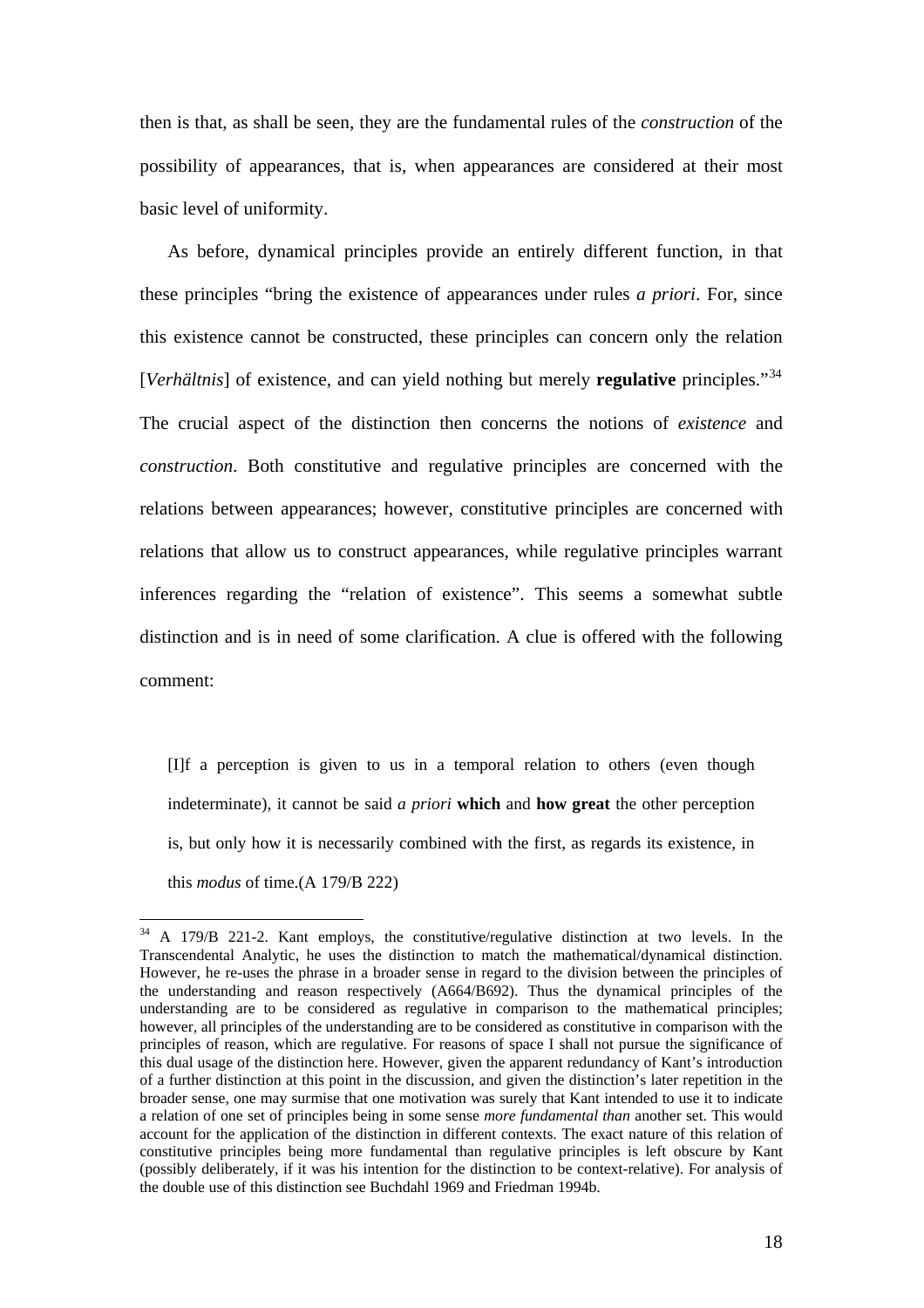then is that, as shall be seen, they are the fundamental rules of the *construction* of the possibility of appearances, that is, when appearances are considered at their most basic level of uniformity.

As before, dynamical principles provide an entirely different function, in that these principles "bring the existence of appearances under rules *a priori*. For, since this existence cannot be constructed, these principles can concern only the relation [*Verhältnis*] of existence, and can yield nothing but merely **regulative** principles."[34] The crucial aspect of the distinction then concerns the notions of *existence* and *construction*. Both constitutive and regulative principles are concerned with the relations between appearances; however, constitutive principles are concerned with relations that allow us to construct appearances, while regulative principles warrant inferences regarding the "relation of existence". This seems a somewhat subtle distinction and is in need of some clarification. A clue is offered with the following comment:

> [I]f a perception is given to us in a temporal relation to others (even though indeterminate), it cannot be said *a priori* **which** and **how great** the other perception is, but only how it is necessarily combined with the first, as regards its existence, in this *modus* of time.(A 179/B 222)

[34] A 179/B 221-2. Kant employs, the constitutive/regulative distinction at two levels. In the Transcendental Analytic, he uses the distinction to match the mathematical/dynamical distinction. However, he re-uses the phrase in a broader sense in regard to the division between the principles of the understanding and reason respectively (A664/B692). Thus the dynamical principles of the understanding are to be considered as regulative in comparison to the mathematical principles; however, all principles of the understanding are to be considered as constitutive in comparison with the principles of reason, which are regulative. For reasons of space I shall not pursue the significance of this dual usage of the distinction here. However, given the apparent redundancy of Kant's introduction of a further distinction at this point in the discussion, and given the distinction's later repetition in the broader sense, one may surmise that one motivation was surely that Kant intended to use it to indicate a relation of one set of principles being in some sense *more fundamental than* another set. This would account for the application of the distinction in different contexts. The exact nature of this relation of constitutive principles being more fundamental than regulative principles is left obscure by Kant (possibly deliberately, if it was his intention for the distinction to be context-relative). For analysis of the double use of this distinction see Buchdahl 1969 and Friedman 1994b.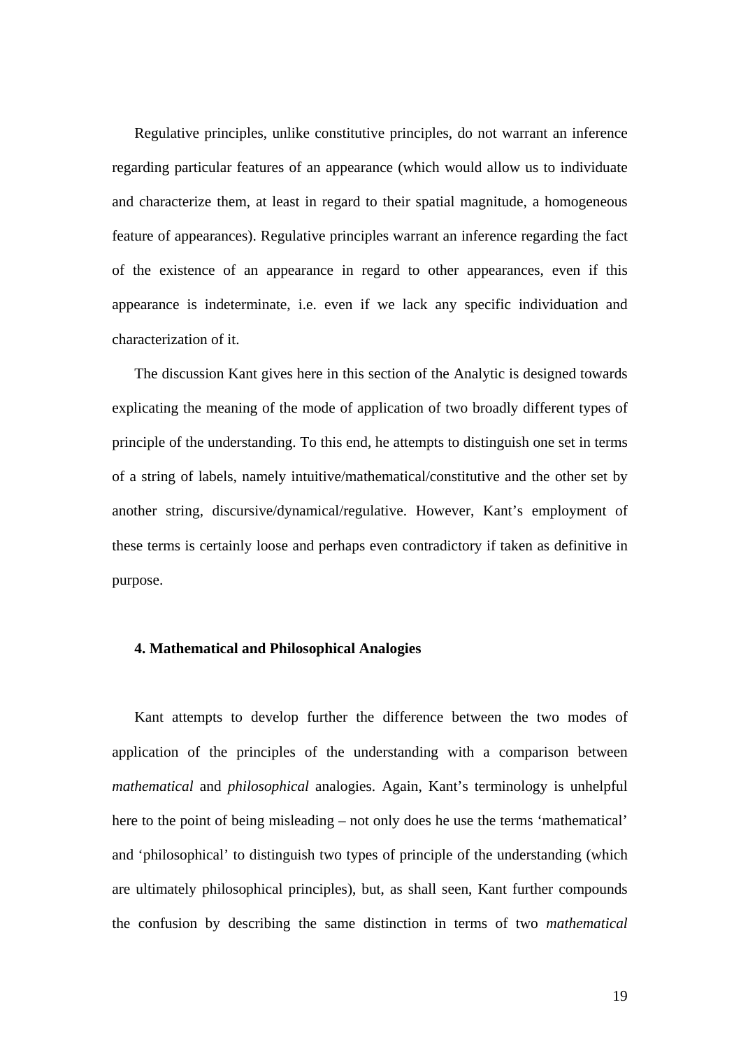Regulative principles, unlike constitutive principles, do not warrant an inference regarding particular features of an appearance (which would allow us to individuate and characterize them, at least in regard to their spatial magnitude, a homogeneous feature of appearances). Regulative principles warrant an inference regarding the fact of the existence of an appearance in regard to other appearances, even if this appearance is indeterminate, i.e. even if we lack any specific individuation and characterization of it.

The discussion Kant gives here in this section of the Analytic is designed towards explicating the meaning of the mode of application of two broadly different types of principle of the understanding. To this end, he attempts to distinguish one set in terms of a string of labels, namely intuitive/mathematical/constitutive and the other set by another string, discursive/dynamical/regulative. However, Kant's employment of these terms is certainly loose and perhaps even contradictory if taken as definitive in purpose.

### 4. Mathematical and Philosophical Analogies

Kant attempts to develop further the difference between the two modes of application of the principles of the understanding with a comparison between *mathematical* and *philosophical* analogies. Again, Kant's terminology is unhelpful here to the point of being misleading – not only does he use the terms 'mathematical' and 'philosophical' to distinguish two types of principle of the understanding (which are ultimately philosophical principles), but, as shall seen, Kant further compounds the confusion by describing the same distinction in terms of two *mathematical*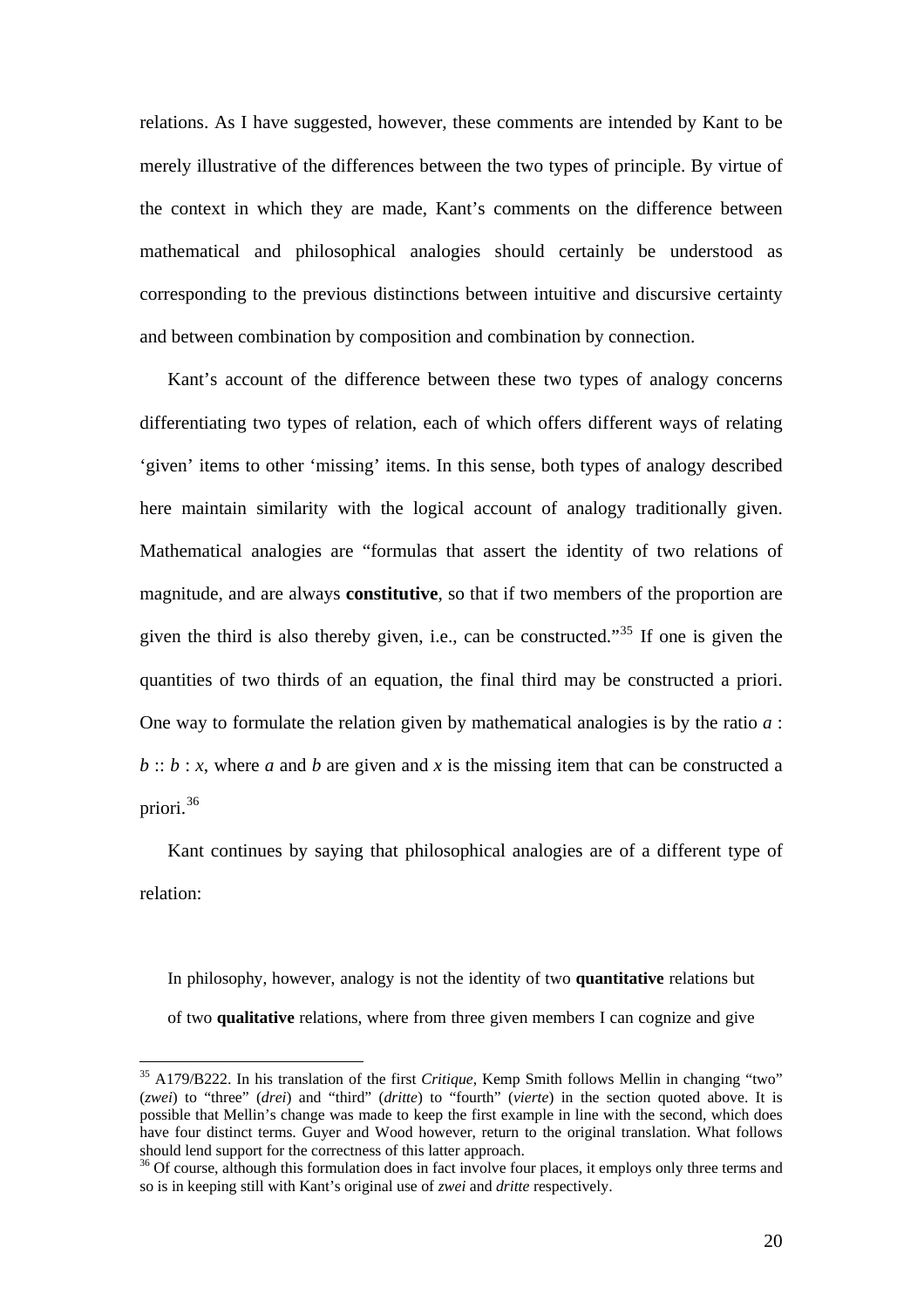relations. As I have suggested, however, these comments are intended by Kant to be merely illustrative of the differences between the two types of principle. By virtue of the context in which they are made, Kant's comments on the difference between mathematical and philosophical analogies should certainly be understood as corresponding to the previous distinctions between intuitive and discursive certainty and between combination by composition and combination by connection.

Kant's account of the difference between these two types of analogy concerns differentiating two types of relation, each of which offers different ways of relating 'given' items to other 'missing' items. In this sense, both types of analogy described here maintain similarity with the logical account of analogy traditionally given. Mathematical analogies are "formulas that assert the identity of two relations of magnitude, and are always **constitutive**, so that if two members of the proportion are given the third is also thereby given, i.e., can be constructed."[35] If one is given the quantities of two thirds of an equation, the final third may be constructed a priori. One way to formulate the relation given by mathematical analogies is by the ratio $a : b :: b : x$, where $a$ and $b$ are given and $x$ is the missing item that can be constructed a priori.[36]

Kant continues by saying that philosophical analogies are of a different type of relation:

> In philosophy, however, analogy is not the identity of two **quantitative** relations but of two **qualitative** relations, where from three given members I can cognize and give

[35] A179/B222. In his translation of the first *Critique*, Kemp Smith follows Mellin in changing "two" (*zwei*) to "three" (*drei*) and "third" (*dritte*) to "fourth" (*vierte*) in the section quoted above. It is possible that Mellin's change was made to keep the first example in line with the second, which does have four distinct terms. Guyer and Wood however, return to the original translation. What follows should lend support for the correctness of this latter approach.

[36] Of course, although this formulation does in fact involve four places, it employs only three terms and so is in keeping still with Kant's original use of *zwei* and *dritte* respectively.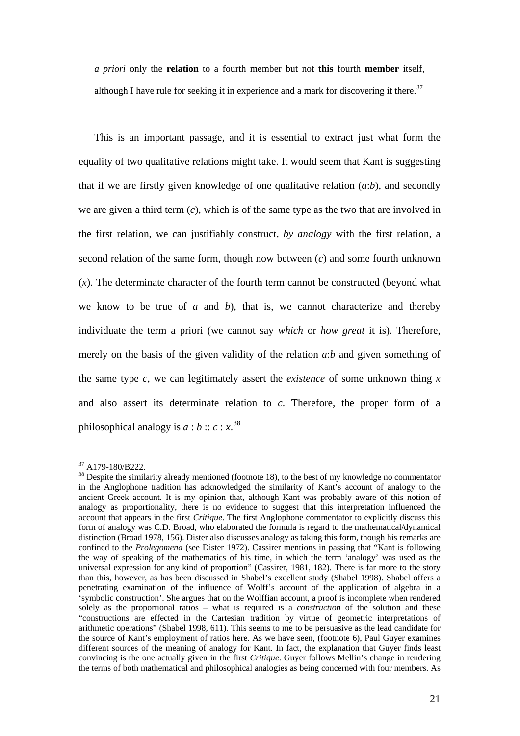*a priori* only the **relation** to a fourth member but not **this** fourth **member** itself, although I have rule for seeking it in experience and a mark for discovering it there.[37]

This is an important passage, and it is essential to extract just what form the equality of two qualitative relations might take. It would seem that Kant is suggesting that if we are firstly given knowledge of one qualitative relation ($a$:$b$), and secondly we are given a third term ($c$), which is of the same type as the two that are involved in the first relation, we can justifiably construct, *by analogy* with the first relation, a second relation of the same form, though now between ($c$) and some fourth unknown ($x$). The determinate character of the fourth term cannot be constructed (beyond what we know to be true of $a$ and $b$), that is, we cannot characterize and thereby individuate the term a priori (we cannot say *which* or *how great* it is). Therefore, merely on the basis of the given validity of the relation $a$:$b$ and given something of the same type $c$, we can legitimately assert the *existence* of some unknown thing $x$ and also assert its determinate relation to $c$. Therefore, the proper form of a philosophical analogy is $a : b :: c : x$.[38]

---

[37] A179-180/B222.

[38] Despite the similarity already mentioned (footnote 18), to the best of my knowledge no commentator in the Anglophone tradition has acknowledged the similarity of Kant's account of analogy to the ancient Greek account. It is my opinion that, although Kant was probably aware of this notion of analogy as proportionality, there is no evidence to suggest that this interpretation influenced the account that appears in the first *Critique*. The first Anglophone commentator to explicitly discuss this form of analogy was C.D. Broad, who elaborated the formula is regard to the mathematical/dynamical distinction (Broad 1978, 156). Dister also discusses analogy as taking this form, though his remarks are confined to the *Prolegomena* (see Dister 1972). Cassirer mentions in passing that "Kant is following the way of speaking of the mathematics of his time, in which the term 'analogy' was used as the universal expression for any kind of proportion" (Cassirer, 1981, 182). There is far more to the story than this, however, as has been discussed in Shabel's excellent study (Shabel 1998). Shabel offers a penetrating examination of the influence of Wolff's account of the application of algebra in a 'symbolic construction'. She argues that on the Wolffian account, a proof is incomplete when rendered solely as the proportional ratios – what is required is a *construction* of the solution and these "constructions are effected in the Cartesian tradition by virtue of geometric interpretations of arithmetic operations" (Shabel 1998, 611). This seems to me to be persuasive as the lead candidate for the source of Kant's employment of ratios here. As we have seen, (footnote 6), Paul Guyer examines different sources of the meaning of analogy for Kant. In fact, the explanation that Guyer finds least convincing is the one actually given in the first *Critique*. Guyer follows Mellin's change in rendering the terms of both mathematical and philosophical analogies as being concerned with four members. As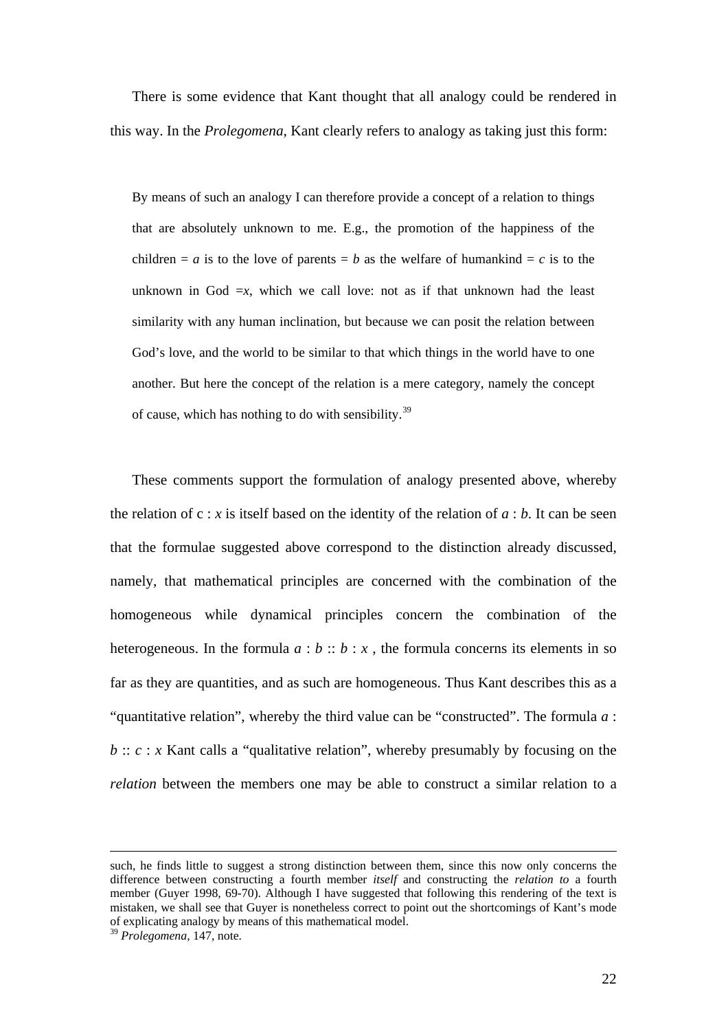There is some evidence that Kant thought that all analogy could be rendered in this way. In the *Prolegomena*, Kant clearly refers to analogy as taking just this form:

> By means of such an analogy I can therefore provide a concept of a relation to things that are absolutely unknown to me. E.g., the promotion of the happiness of the children = $a$ is to the love of parents = $b$ as the welfare of humankind = $c$ is to the unknown in God =$x$, which we call love: not as if that unknown had the least similarity with any human inclination, but because we can posit the relation between God's love, and the world to be similar to that which things in the world have to one another. But here the concept of the relation is a mere category, namely the concept of cause, which has nothing to do with sensibility.[39]

These comments support the formulation of analogy presented above, whereby the relation of c : $x$ is itself based on the identity of the relation of $a$ : $b$. It can be seen that the formulae suggested above correspond to the distinction already discussed, namely, that mathematical principles are concerned with the combination of the homogeneous while dynamical principles concern the combination of the heterogeneous. In the formula $a : b :: b : x$ , the formula concerns its elements in so far as they are quantities, and as such are homogeneous. Thus Kant describes this as a "quantitative relation", whereby the third value can be "constructed". The formula $a : b :: c : x$ Kant calls a "qualitative relation", whereby presumably by focusing on the *relation* between the members one may be able to construct a similar relation to a

---

such, he finds little to suggest a strong distinction between them, since this now only concerns the difference between constructing a fourth member *itself* and constructing the *relation to* a fourth member (Guyer 1998, 69-70). Although I have suggested that following this rendering of the text is mistaken, we shall see that Guyer is nonetheless correct to point out the shortcomings of Kant's mode of explicating analogy by means of this mathematical model.

[39] *Prolegomena*, 147, note.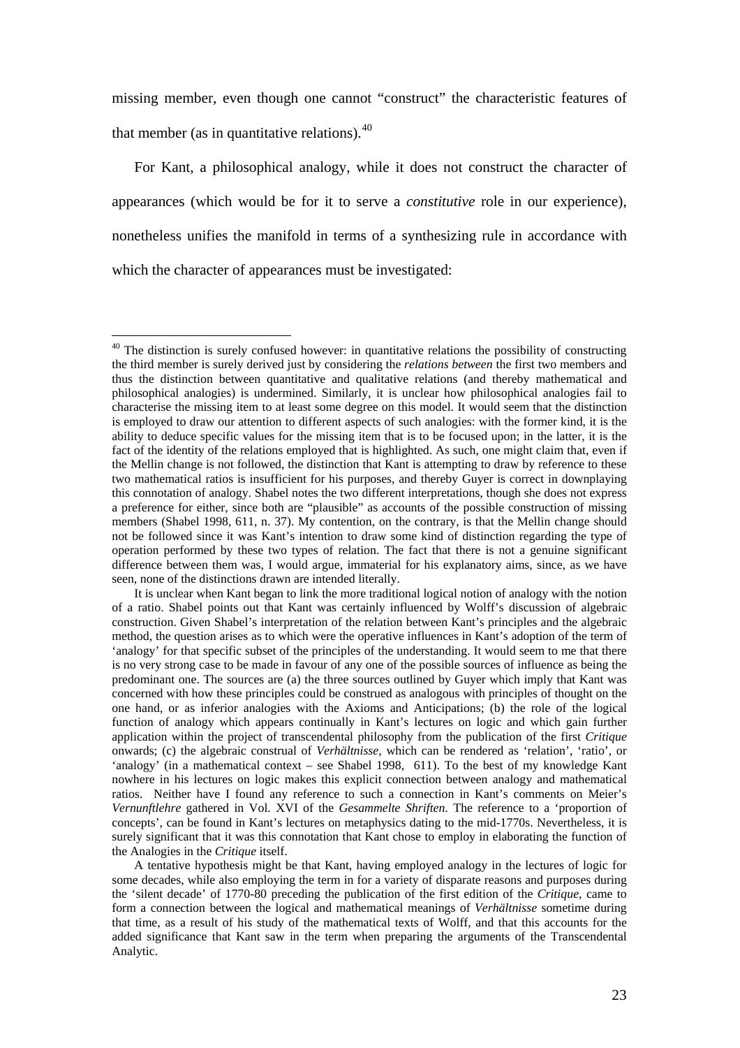missing member, even though one cannot "construct" the characteristic features of that member (as in quantitative relations).[40]

For Kant, a philosophical analogy, while it does not construct the character of appearances (which would be for it to serve a *constitutive* role in our experience), nonetheless unifies the manifold in terms of a synthesizing rule in accordance with which the character of appearances must be investigated:

---

[40] The distinction is surely confused however: in quantitative relations the possibility of constructing the third member is surely derived just by considering the *relations between* the first two members and thus the distinction between quantitative and qualitative relations (and thereby mathematical and philosophical analogies) is undermined. Similarly, it is unclear how philosophical analogies fail to characterise the missing item to at least some degree on this model. It would seem that the distinction is employed to draw our attention to different aspects of such analogies: with the former kind, it is the ability to deduce specific values for the missing item that is to be focused upon; in the latter, it is the fact of the identity of the relations employed that is highlighted. As such, one might claim that, even if the Mellin change is not followed, the distinction that Kant is attempting to draw by reference to these two mathematical ratios is insufficient for his purposes, and thereby Guyer is correct in downplaying this connotation of analogy. Shabel notes the two different interpretations, though she does not express a preference for either, since both are "plausible" as accounts of the possible construction of missing members (Shabel 1998, 611, n. 37). My contention, on the contrary, is that the Mellin change should not be followed since it was Kant's intention to draw some kind of distinction regarding the type of operation performed by these two types of relation. The fact that there is not a genuine significant difference between them was, I would argue, immaterial for his explanatory aims, since, as we have seen, none of the distinctions drawn are intended literally.

It is unclear when Kant began to link the more traditional logical notion of analogy with the notion of a ratio. Shabel points out that Kant was certainly influenced by Wolff's discussion of algebraic construction. Given Shabel's interpretation of the relation between Kant's principles and the algebraic method, the question arises as to which were the operative influences in Kant's adoption of the term of 'analogy' for that specific subset of the principles of the understanding. It would seem to me that there is no very strong case to be made in favour of any one of the possible sources of influence as being the predominant one. The sources are (a) the three sources outlined by Guyer which imply that Kant was concerned with how these principles could be construed as analogous with principles of thought on the one hand, or as inferior analogies with the Axioms and Anticipations; (b) the role of the logical function of analogy which appears continually in Kant's lectures on logic and which gain further application within the project of transcendental philosophy from the publication of the first *Critique* onwards; (c) the algebraic construal of *Verhältnisse*, which can be rendered as 'relation', 'ratio', or 'analogy' (in a mathematical context – see Shabel 1998, 611). To the best of my knowledge Kant nowhere in his lectures on logic makes this explicit connection between analogy and mathematical ratios. Neither have I found any reference to such a connection in Kant's comments on Meier's *Vernunftlehre* gathered in Vol. XVI of the *Gesammelte Shriften*. The reference to a 'proportion of concepts', can be found in Kant's lectures on metaphysics dating to the mid-1770s. Nevertheless, it is surely significant that it was this connotation that Kant chose to employ in elaborating the function of the Analogies in the *Critique* itself.

A tentative hypothesis might be that Kant, having employed analogy in the lectures of logic for some decades, while also employing the term in for a variety of disparate reasons and purposes during the 'silent decade' of 1770-80 preceding the publication of the first edition of the *Critique*, came to form a connection between the logical and mathematical meanings of *Verhältnisse* sometime during that time, as a result of his study of the mathematical texts of Wolff, and that this accounts for the added significance that Kant saw in the term when preparing the arguments of the Transcendental Analytic.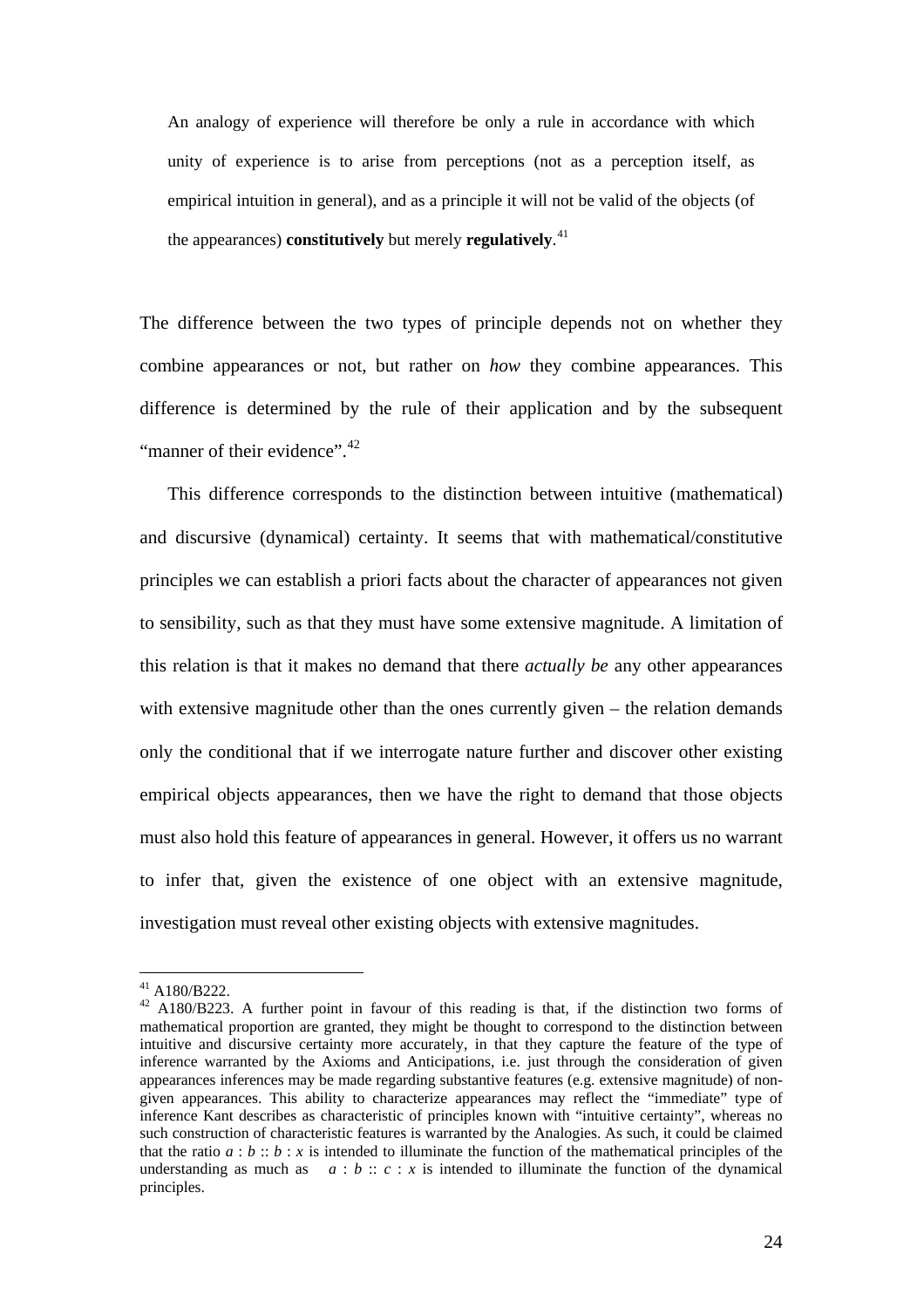> An analogy of experience will therefore be only a rule in accordance with which unity of experience is to arise from perceptions (not as a perception itself, as empirical intuition in general), and as a principle it will not be valid of the objects (of the appearances) **constitutively** but merely **regulatively**.[41]

The difference between the two types of principle depends not on whether they combine appearances or not, but rather on *how* they combine appearances. This difference is determined by the rule of their application and by the subsequent "manner of their evidence".[42]

This difference corresponds to the distinction between intuitive (mathematical) and discursive (dynamical) certainty. It seems that with mathematical/constitutive principles we can establish a priori facts about the character of appearances not given to sensibility, such as that they must have some extensive magnitude. A limitation of this relation is that it makes no demand that there *actually be* any other appearances with extensive magnitude other than the ones currently given – the relation demands only the conditional that if we interrogate nature further and discover other existing empirical objects appearances, then we have the right to demand that those objects must also hold this feature of appearances in general. However, it offers us no warrant to infer that, given the existence of one object with an extensive magnitude, investigation must reveal other existing objects with extensive magnitudes.

---

[41] A180/B222.

[42] A180/B223. A further point in favour of this reading is that, if the distinction two forms of mathematical proportion are granted, they might be thought to correspond to the distinction between intuitive and discursive certainty more accurately, in that they capture the feature of the type of inference warranted by the Axioms and Anticipations, i.e. just through the consideration of given appearances inferences may be made regarding substantive features (e.g. extensive magnitude) of non-given appearances. This ability to characterize appearances may reflect the "immediate" type of inference Kant describes as characteristic of principles known with "intuitive certainty", whereas no such construction of characteristic features is warranted by the Analogies. As such, it could be claimed that the ratio $a : b :: b : x$ is intended to illuminate the function of the mathematical principles of the understanding as much as $a : b :: c : x$ is intended to illuminate the function of the dynamical principles.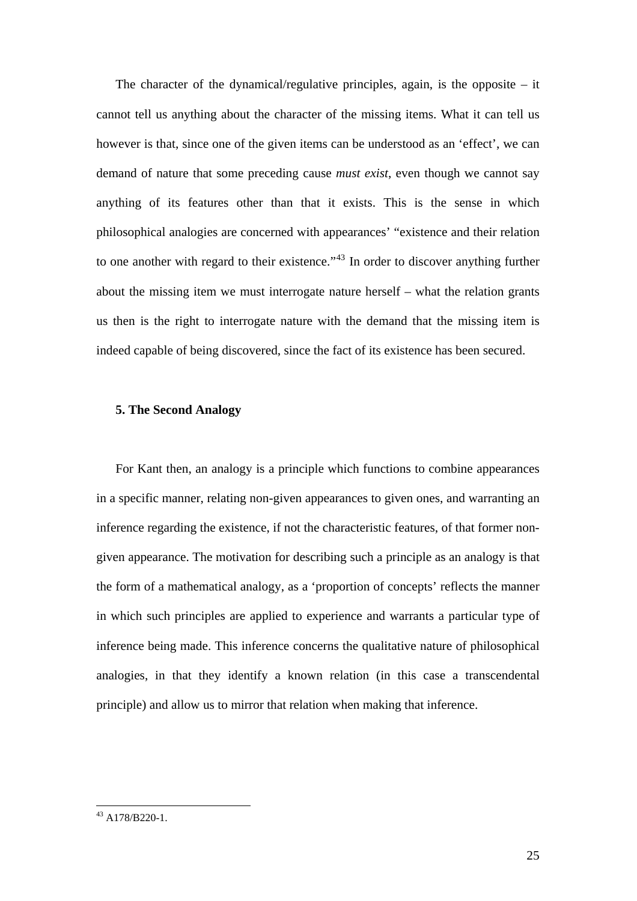The character of the dynamical/regulative principles, again, is the opposite – it cannot tell us anything about the character of the missing items. What it can tell us however is that, since one of the given items can be understood as an 'effect', we can demand of nature that some preceding cause *must exist*, even though we cannot say anything of its features other than that it exists. This is the sense in which philosophical analogies are concerned with appearances' "existence and their relation to one another with regard to their existence."[43] In order to discover anything further about the missing item we must interrogate nature herself – what the relation grants us then is the right to interrogate nature with the demand that the missing item is indeed capable of being discovered, since the fact of its existence has been secured.

## 5. The Second Analogy

For Kant then, an analogy is a principle which functions to combine appearances in a specific manner, relating non-given appearances to given ones, and warranting an inference regarding the existence, if not the characteristic features, of that former non-given appearance. The motivation for describing such a principle as an analogy is that the form of a mathematical analogy, as a 'proportion of concepts' reflects the manner in which such principles are applied to experience and warrants a particular type of inference being made. This inference concerns the qualitative nature of philosophical analogies, in that they identify a known relation (in this case a transcendental principle) and allow us to mirror that relation when making that inference.

[43] A178/B220-1.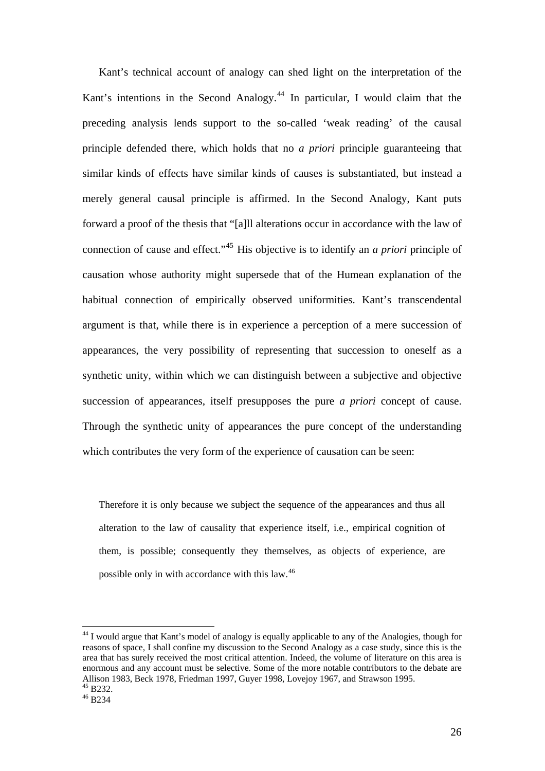Kant's technical account of analogy can shed light on the interpretation of the Kant's intentions in the Second Analogy.[44] In particular, I would claim that the preceding analysis lends support to the so-called 'weak reading' of the causal principle defended there, which holds that no *a priori* principle guaranteeing that similar kinds of effects have similar kinds of causes is substantiated, but instead a merely general causal principle is affirmed. In the Second Analogy, Kant puts forward a proof of the thesis that "[a]ll alterations occur in accordance with the law of connection of cause and effect."[45] His objective is to identify an *a priori* principle of causation whose authority might supersede that of the Humean explanation of the habitual connection of empirically observed uniformities. Kant's transcendental argument is that, while there is in experience a perception of a mere succession of appearances, the very possibility of representing that succession to oneself as a synthetic unity, within which we can distinguish between a subjective and objective succession of appearances, itself presupposes the pure *a priori* concept of cause. Through the synthetic unity of appearances the pure concept of the understanding which contributes the very form of the experience of causation can be seen:

> Therefore it is only because we subject the sequence of the appearances and thus all alteration to the law of causality that experience itself, i.e., empirical cognition of them, is possible; consequently they themselves, as objects of experience, are possible only in with accordance with this law.[46]

---

[44] I would argue that Kant's model of analogy is equally applicable to any of the Analogies, though for reasons of space, I shall confine my discussion to the Second Analogy as a case study, since this is the area that has surely received the most critical attention. Indeed, the volume of literature on this area is enormous and any account must be selective. Some of the more notable contributors to the debate are Allison 1983, Beck 1978, Friedman 1997, Guyer 1998, Lovejoy 1967, and Strawson 1995.

[45] B232.

[46] B234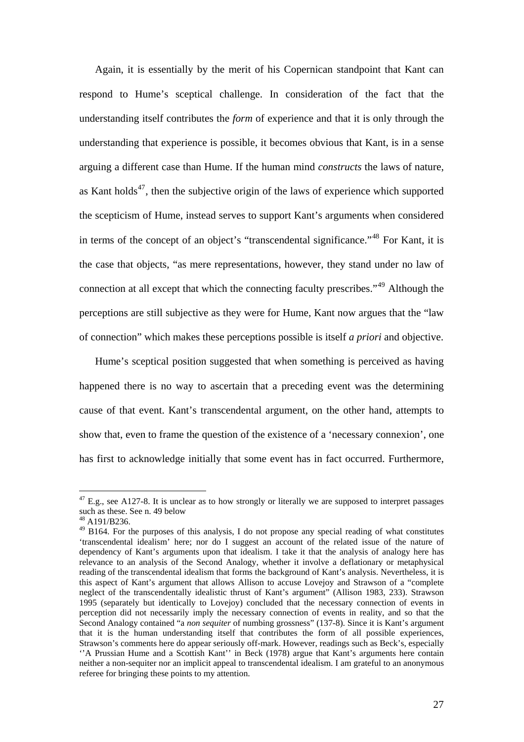Again, it is essentially by the merit of his Copernican standpoint that Kant can respond to Hume's sceptical challenge. In consideration of the fact that the understanding itself contributes the *form* of experience and that it is only through the understanding that experience is possible, it becomes obvious that Kant, is in a sense arguing a different case than Hume. If the human mind *constructs* the laws of nature, as Kant holds[47], then the subjective origin of the laws of experience which supported the scepticism of Hume, instead serves to support Kant's arguments when considered in terms of the concept of an object's "transcendental significance."[48] For Kant, it is the case that objects, "as mere representations, however, they stand under no law of connection at all except that which the connecting faculty prescribes."[49] Although the perceptions are still subjective as they were for Hume, Kant now argues that the "law of connection" which makes these perceptions possible is itself *a priori* and objective.

Hume's sceptical position suggested that when something is perceived as having happened there is no way to ascertain that a preceding event was the determining cause of that event. Kant's transcendental argument, on the other hand, attempts to show that, even to frame the question of the existence of a 'necessary connexion', one has first to acknowledge initially that some event has in fact occurred. Furthermore,

---

[47] E.g., see A127-8. It is unclear as to how strongly or literally we are supposed to interpret passages such as these. See n. 49 below

[48] A191/B236.

[49] B164. For the purposes of this analysis, I do not propose any special reading of what constitutes 'transcendental idealism' here; nor do I suggest an account of the related issue of the nature of dependency of Kant's arguments upon that idealism. I take it that the analysis of analogy here has relevance to an analysis of the Second Analogy, whether it involve a deflationary or metaphysical reading of the transcendental idealism that forms the background of Kant's analysis. Nevertheless, it is this aspect of Kant's argument that allows Allison to accuse Lovejoy and Strawson of a "complete neglect of the transcendentally idealistic thrust of Kant's argument" (Allison 1983, 233). Strawson 1995 (separately but identically to Lovejoy) concluded that the necessary connection of events in perception did not necessarily imply the necessary connection of events in reality, and so that the Second Analogy contained "a *non sequiter* of numbing grossness" (137-8). Since it is Kant's argument that it is the human understanding itself that contributes the form of all possible experiences, Strawson's comments here do appear seriously off-mark. However, readings such as Beck's, especially ''A Prussian Hume and a Scottish Kant'' in Beck (1978) argue that Kant's arguments here contain neither a non-sequiter nor an implicit appeal to transcendental idealism. I am grateful to an anonymous referee for bringing these points to my attention.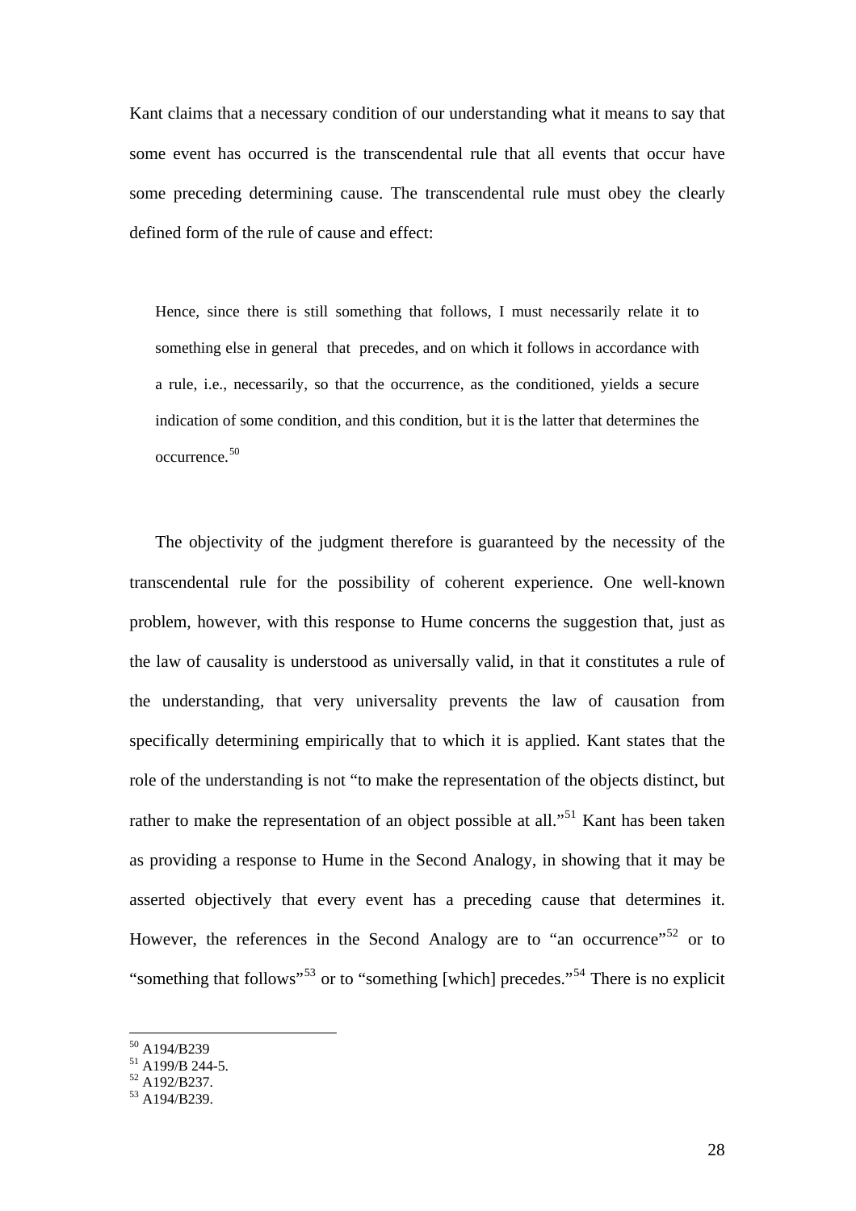Kant claims that a necessary condition of our understanding what it means to say that some event has occurred is the transcendental rule that all events that occur have some preceding determining cause. The transcendental rule must obey the clearly defined form of the rule of cause and effect:

> Hence, since there is still something that follows, I must necessarily relate it to something else in general that precedes, and on which it follows in accordance with a rule, i.e., necessarily, so that the occurrence, as the conditioned, yields a secure indication of some condition, and this condition, but it is the latter that determines the occurrence.[50]

The objectivity of the judgment therefore is guaranteed by the necessity of the transcendental rule for the possibility of coherent experience. One well-known problem, however, with this response to Hume concerns the suggestion that, just as the law of causality is understood as universally valid, in that it constitutes a rule of the understanding, that very universality prevents the law of causation from specifically determining empirically that to which it is applied. Kant states that the role of the understanding is not "to make the representation of the objects distinct, but rather to make the representation of an object possible at all."[51] Kant has been taken as providing a response to Hume in the Second Analogy, in showing that it may be asserted objectively that every event has a preceding cause that determines it. However, the references in the Second Analogy are to "an occurrence"[52] or to "something that follows"[53] or to "something [which] precedes."[54] There is no explicit

---

[50] A194/B239

[51] A199/B 244-5.

[52] A192/B237.

[53] A194/B239.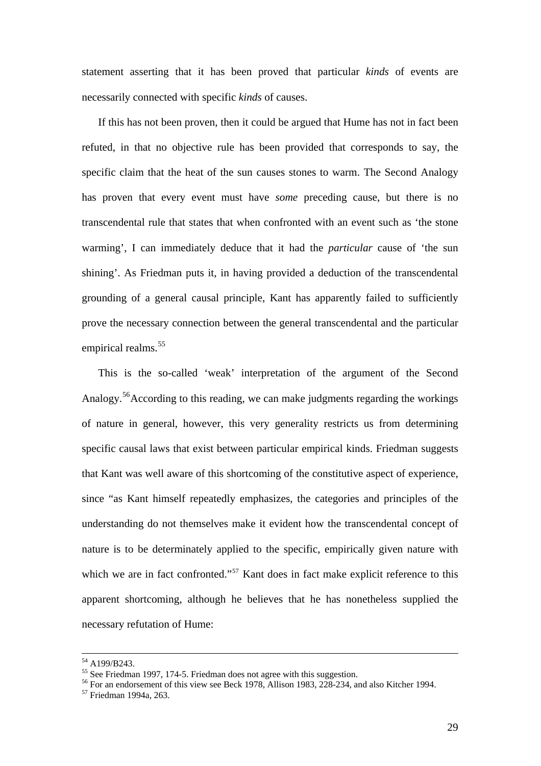statement asserting that it has been proved that particular *kinds* of events are necessarily connected with specific *kinds* of causes.

If this has not been proven, then it could be argued that Hume has not in fact been refuted, in that no objective rule has been provided that corresponds to say, the specific claim that the heat of the sun causes stones to warm. The Second Analogy has proven that every event must have *some* preceding cause, but there is no transcendental rule that states that when confronted with an event such as 'the stone warming', I can immediately deduce that it had the *particular* cause of 'the sun shining'. As Friedman puts it, in having provided a deduction of the transcendental grounding of a general causal principle, Kant has apparently failed to sufficiently prove the necessary connection between the general transcendental and the particular empirical realms.[55]

This is the so-called 'weak' interpretation of the argument of the Second Analogy.[56] According to this reading, we can make judgments regarding the workings of nature in general, however, this very generality restricts us from determining specific causal laws that exist between particular empirical kinds. Friedman suggests that Kant was well aware of this shortcoming of the constitutive aspect of experience, since "as Kant himself repeatedly emphasizes, the categories and principles of the understanding do not themselves make it evident how the transcendental concept of nature is to be determinately applied to the specific, empirically given nature with which we are in fact confronted."[57] Kant does in fact make explicit reference to this apparent shortcoming, although he believes that he has nonetheless supplied the necessary refutation of Hume:

---

[54] A199/B243.

[55] See Friedman 1997, 174-5. Friedman does not agree with this suggestion.

[56] For an endorsement of this view see Beck 1978, Allison 1983, 228-234, and also Kitcher 1994.

[57] Friedman 1994a, 263.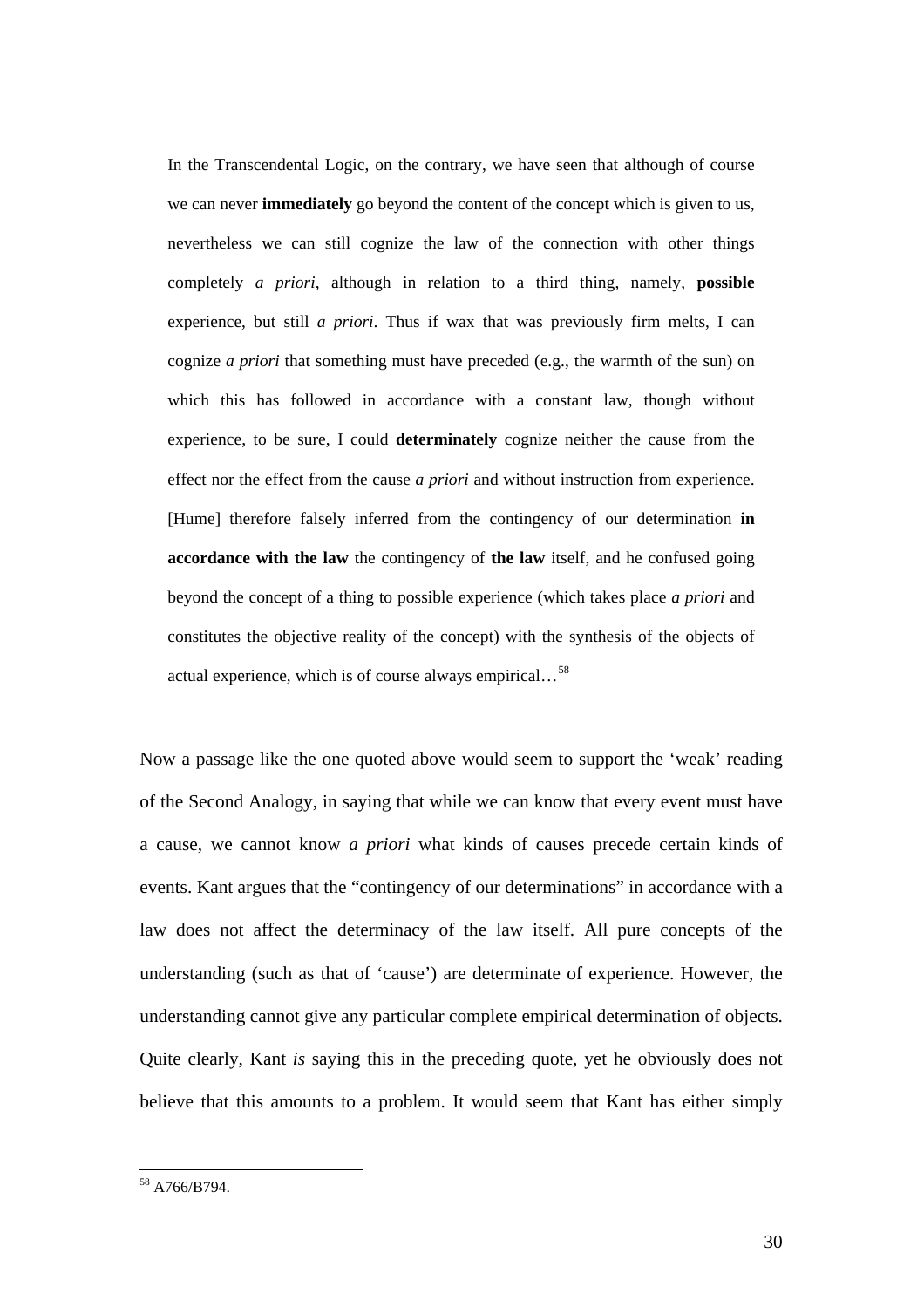> In the Transcendental Logic, on the contrary, we have seen that although of course we can never **immediately** go beyond the content of the concept which is given to us, nevertheless we can still cognize the law of the connection with other things completely *a priori*, although in relation to a third thing, namely, **possible** experience, but still *a priori*. Thus if wax that was previously firm melts, I can cognize *a priori* that something must have preceded (e.g., the warmth of the sun) on which this has followed in accordance with a constant law, though without experience, to be sure, I could **determinately** cognize neither the cause from the effect nor the effect from the cause *a priori* and without instruction from experience. [Hume] therefore falsely inferred from the contingency of our determination **in accordance with the law** the contingency of **the law** itself, and he confused going beyond the concept of a thing to possible experience (which takes place *a priori* and constitutes the objective reality of the concept) with the synthesis of the objects of actual experience, which is of course always empirical…[58]

Now a passage like the one quoted above would seem to support the 'weak' reading of the Second Analogy, in saying that while we can know that every event must have a cause, we cannot know *a priori* what kinds of causes precede certain kinds of events. Kant argues that the "contingency of our determinations" in accordance with a law does not affect the determinacy of the law itself. All pure concepts of the understanding (such as that of 'cause') are determinate of experience. However, the understanding cannot give any particular complete empirical determination of objects. Quite clearly, Kant *is* saying this in the preceding quote, yet he obviously does not believe that this amounts to a problem. It would seem that Kant has either simply

[58] A766/B794.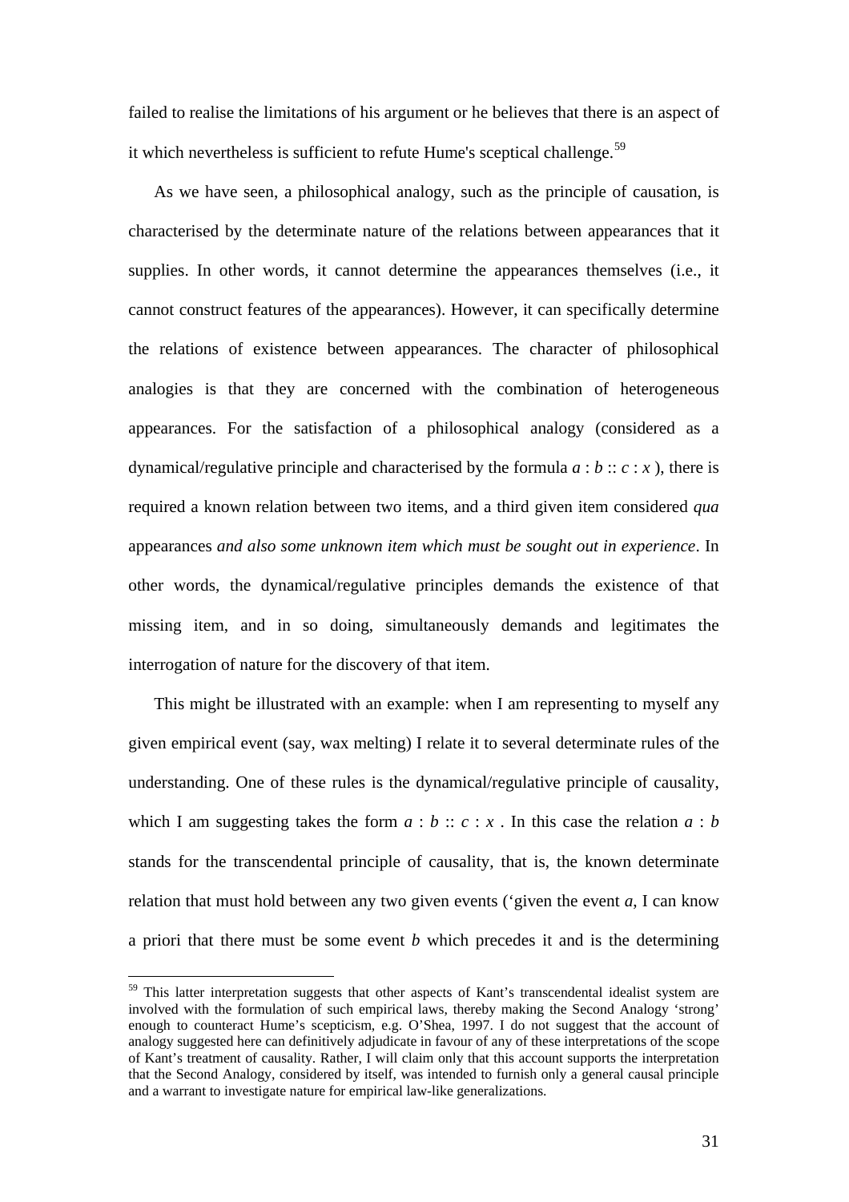failed to realise the limitations of his argument or he believes that there is an aspect of it which nevertheless is sufficient to refute Hume's sceptical challenge.[59]

As we have seen, a philosophical analogy, such as the principle of causation, is characterised by the determinate nature of the relations between appearances that it supplies. In other words, it cannot determine the appearances themselves (i.e., it cannot construct features of the appearances). However, it can specifically determine the relations of existence between appearances. The character of philosophical analogies is that they are concerned with the combination of heterogeneous appearances. For the satisfaction of a philosophical analogy (considered as a dynamical/regulative principle and characterised by the formula $a : b :: c : x$ ), there is required a known relation between two items, and a third given item considered *qua* appearances *and also some unknown item which must be sought out in experience*. In other words, the dynamical/regulative principles demands the existence of that missing item, and in so doing, simultaneously demands and legitimates the interrogation of nature for the discovery of that item.

This might be illustrated with an example: when I am representing to myself any given empirical event (say, wax melting) I relate it to several determinate rules of the understanding. One of these rules is the dynamical/regulative principle of causality, which I am suggesting takes the form $a : b :: c : x$ . In this case the relation $a : b$ stands for the transcendental principle of causality, that is, the known determinate relation that must hold between any two given events ('given the event *a*, I can know a priori that there must be some event *b* which precedes it and is the determining

[59] This latter interpretation suggests that other aspects of Kant's transcendental idealist system are involved with the formulation of such empirical laws, thereby making the Second Analogy 'strong' enough to counteract Hume's scepticism, e.g. O'Shea, 1997. I do not suggest that the account of analogy suggested here can definitively adjudicate in favour of any of these interpretations of the scope of Kant's treatment of causality. Rather, I will claim only that this account supports the interpretation that the Second Analogy, considered by itself, was intended to furnish only a general causal principle and a warrant to investigate nature for empirical law-like generalizations.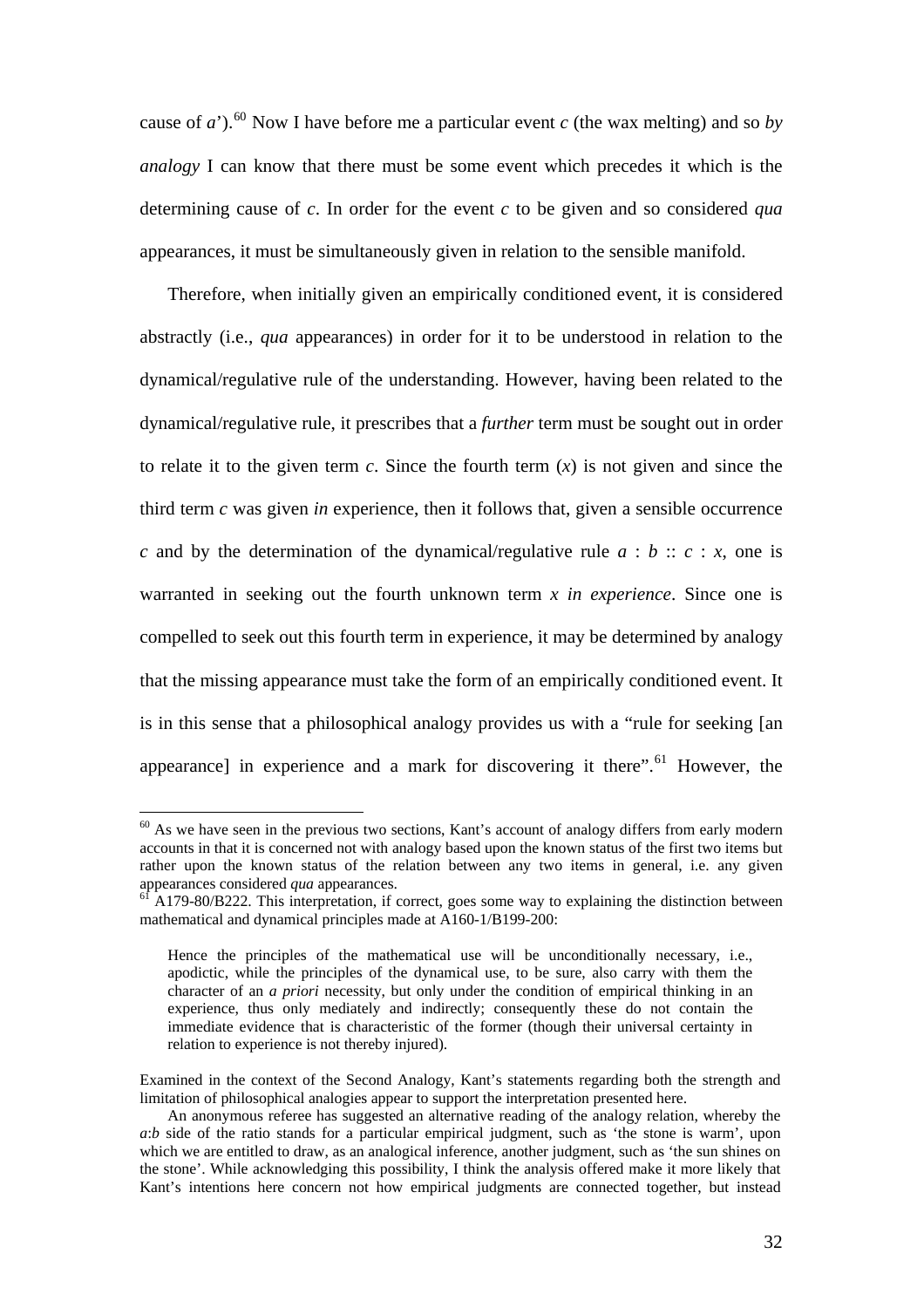cause of *a*').[60] Now I have before me a particular event *c* (the wax melting) and so *by analogy* I can know that there must be some event which precedes it which is the determining cause of *c*. In order for the event *c* to be given and so considered *qua* appearances, it must be simultaneously given in relation to the sensible manifold.

Therefore, when initially given an empirically conditioned event, it is considered abstractly (i.e., *qua* appearances) in order for it to be understood in relation to the dynamical/regulative rule of the understanding. However, having been related to the dynamical/regulative rule, it prescribes that a *further* term must be sought out in order to relate it to the given term *c*. Since the fourth term ($x$) is not given and since the third term *c* was given *in* experience, then it follows that, given a sensible occurrence *c* and by the determination of the dynamical/regulative rule $a : b :: c : x$, one is warranted in seeking out the fourth unknown term *x in experience*. Since one is compelled to seek out this fourth term in experience, it may be determined by analogy that the missing appearance must take the form of an empirically conditioned event. It is in this sense that a philosophical analogy provides us with a "rule for seeking [an appearance] in experience and a mark for discovering it there".[61] However, the

---

[60] As we have seen in the previous two sections, Kant's account of analogy differs from early modern accounts in that it is concerned not with analogy based upon the known status of the first two items but rather upon the known status of the relation between any two items in general, i.e. any given appearances considered *qua* appearances.

[61] A179-80/B222. This interpretation, if correct, goes some way to explaining the distinction between mathematical and dynamical principles made at A160-1/B199-200:

> Hence the principles of the mathematical use will be unconditionally necessary, i.e., apodictic, while the principles of the dynamical use, to be sure, also carry with them the character of an *a priori* necessity, but only under the condition of empirical thinking in an experience, thus only mediately and indirectly; consequently these do not contain the immediate evidence that is characteristic of the former (though their universal certainty in relation to experience is not thereby injured).

Examined in the context of the Second Analogy, Kant's statements regarding both the strength and limitation of philosophical analogies appear to support the interpretation presented here.

An anonymous referee has suggested an alternative reading of the analogy relation, whereby the *a*:*b* side of the ratio stands for a particular empirical judgment, such as 'the stone is warm', upon which we are entitled to draw, as an analogical inference, another judgment, such as 'the sun shines on the stone'. While acknowledging this possibility, I think the analysis offered make it more likely that Kant's intentions here concern not how empirical judgments are connected together, but instead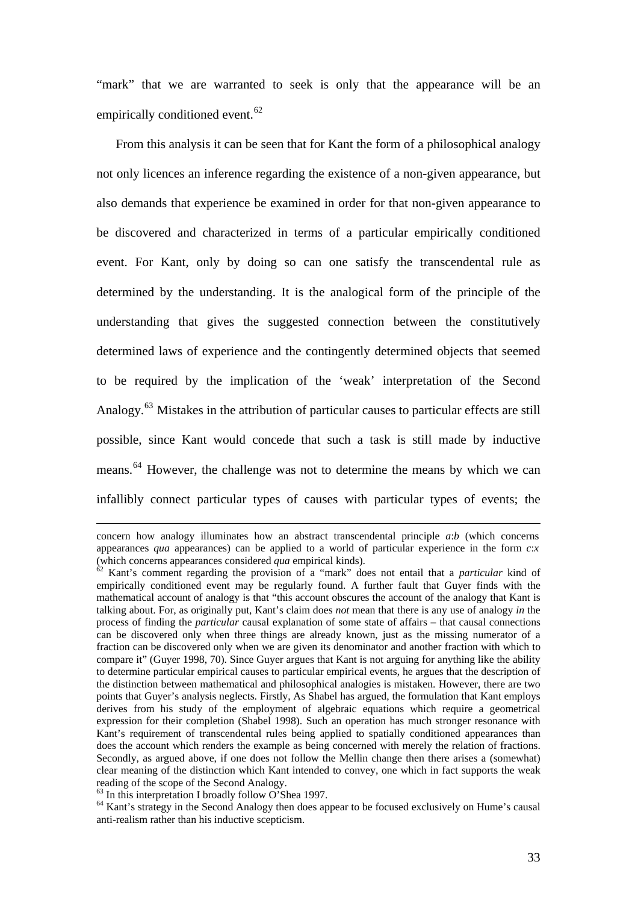"mark" that we are warranted to seek is only that the appearance will be an empirically conditioned event.[62]

From this analysis it can be seen that for Kant the form of a philosophical analogy not only licences an inference regarding the existence of a non-given appearance, but also demands that experience be examined in order for that non-given appearance to be discovered and characterized in terms of a particular empirically conditioned event. For Kant, only by doing so can one satisfy the transcendental rule as determined by the understanding. It is the analogical form of the principle of the understanding that gives the suggested connection between the constitutively determined laws of experience and the contingently determined objects that seemed to be required by the implication of the 'weak' interpretation of the Second Analogy.[63] Mistakes in the attribution of particular causes to particular effects are still possible, since Kant would concede that such a task is still made by inductive means.[64] However, the challenge was not to determine the means by which we can infallibly connect particular types of causes with particular types of events; the

---

concern how analogy illuminates how an abstract transcendental principle $a$:$b$ (which concerns appearances *qua* appearances) can be applied to a world of particular experience in the form $c$:$x$ (which concerns appearances considered *qua* empirical kinds).

[62] Kant's comment regarding the provision of a "mark" does not entail that a *particular* kind of empirically conditioned event may be regularly found. A further fault that Guyer finds with the mathematical account of analogy is that "this account obscures the account of the analogy that Kant is talking about. For, as originally put, Kant's claim does *not* mean that there is any use of analogy *in* the process of finding the *particular* causal explanation of some state of affairs – that causal connections can be discovered only when three things are already known, just as the missing numerator of a fraction can be discovered only when we are given its denominator and another fraction with which to compare it" (Guyer 1998, 70). Since Guyer argues that Kant is not arguing for anything like the ability to determine particular empirical causes to particular empirical events, he argues that the description of the distinction between mathematical and philosophical analogies is mistaken. However, there are two points that Guyer's analysis neglects. Firstly, As Shabel has argued, the formulation that Kant employs derives from his study of the employment of algebraic equations which require a geometrical expression for their completion (Shabel 1998). Such an operation has much stronger resonance with Kant's requirement of transcendental rules being applied to spatially conditioned appearances than does the account which renders the example as being concerned with merely the relation of fractions. Secondly, as argued above, if one does not follow the Mellin change then there arises a (somewhat) clear meaning of the distinction which Kant intended to convey, one which in fact supports the weak reading of the scope of the Second Analogy.

[63] In this interpretation I broadly follow O'Shea 1997.

[64] Kant's strategy in the Second Analogy then does appear to be focused exclusively on Hume's causal anti-realism rather than his inductive scepticism.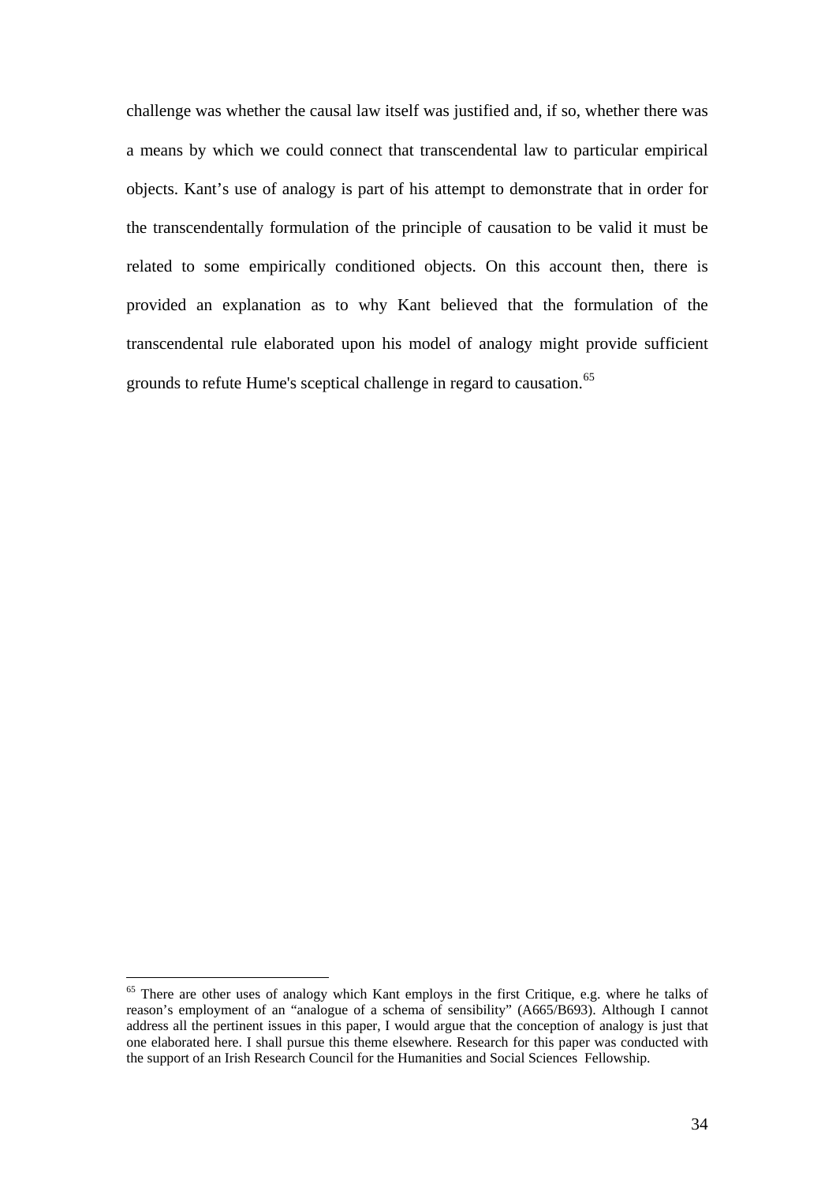challenge was whether the causal law itself was justified and, if so, whether there was a means by which we could connect that transcendental law to particular empirical objects. Kant's use of analogy is part of his attempt to demonstrate that in order for the transcendentally formulation of the principle of causation to be valid it must be related to some empirically conditioned objects. On this account then, there is provided an explanation as to why Kant believed that the formulation of the transcendental rule elaborated upon his model of analogy might provide sufficient grounds to refute Hume's sceptical challenge in regard to causation.[65]

[65] There are other uses of analogy which Kant employs in the first Critique, e.g. where he talks of reason's employment of an "analogue of a schema of sensibility" (A665/B693). Although I cannot address all the pertinent issues in this paper, I would argue that the conception of analogy is just that one elaborated here. I shall pursue this theme elsewhere. Research for this paper was conducted with the support of an Irish Research Council for the Humanities and Social Sciences Fellowship.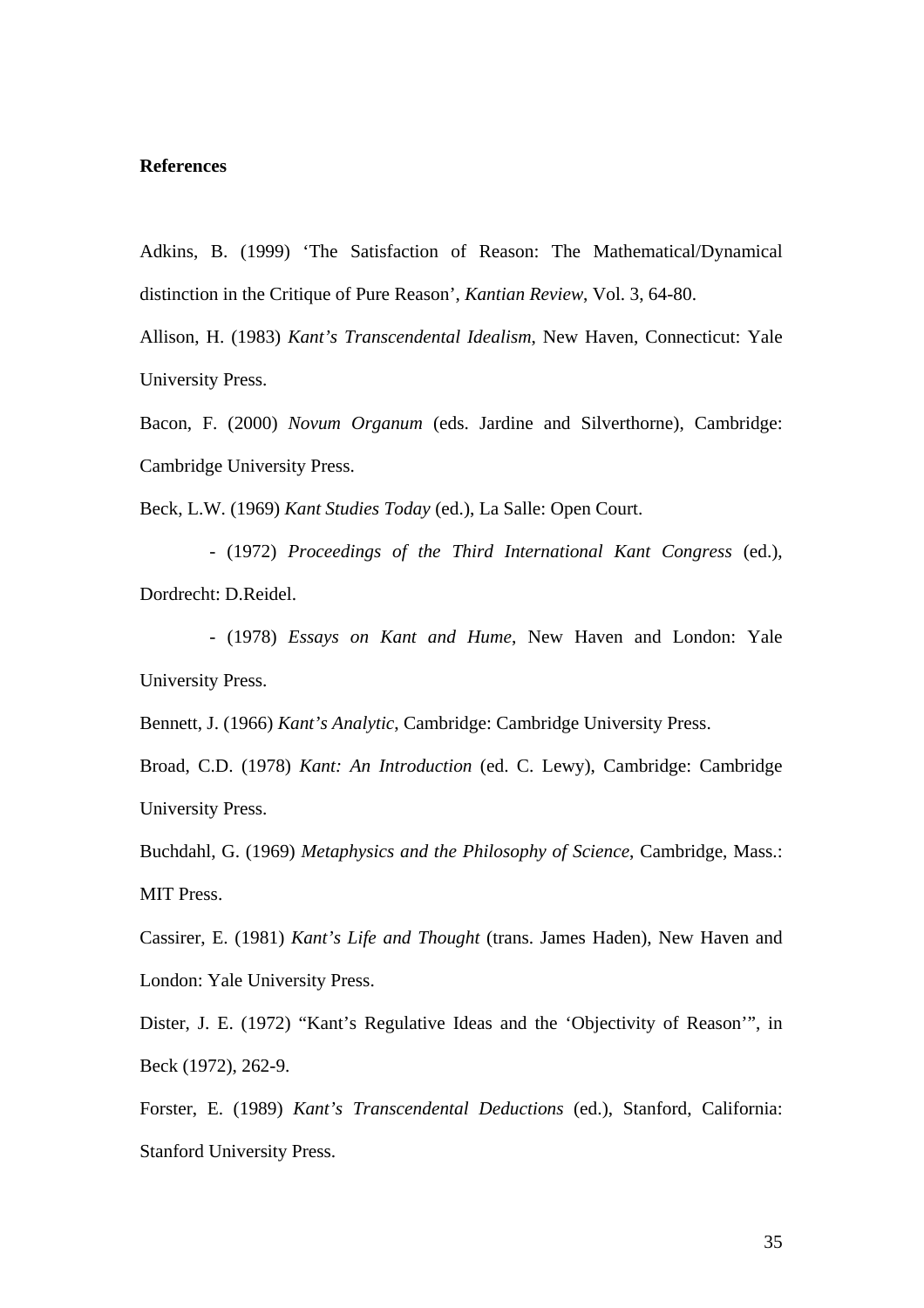**References**

Adkins, B. (1999) 'The Satisfaction of Reason: The Mathematical/Dynamical distinction in the Critique of Pure Reason', *Kantian Review*, Vol. 3, 64-80.

Allison, H. (1983) *Kant's Transcendental Idealism*, New Haven, Connecticut: Yale University Press.

Bacon, F. (2000) *Novum Organum* (eds. Jardine and Silverthorne), Cambridge: Cambridge University Press.

Beck, L.W. (1969) *Kant Studies Today* (ed.), La Salle: Open Court.

- (1972) *Proceedings of the Third International Kant Congress* (ed.), Dordrecht: D.Reidel.

- (1978) *Essays on Kant and Hume*, New Haven and London: Yale University Press.

Bennett, J. (1966) *Kant's Analytic*, Cambridge: Cambridge University Press.

Broad, C.D. (1978) *Kant: An Introduction* (ed. C. Lewy), Cambridge: Cambridge University Press.

Buchdahl, G. (1969) *Metaphysics and the Philosophy of Science*, Cambridge, Mass.: MIT Press.

Cassirer, E. (1981) *Kant's Life and Thought* (trans. James Haden), New Haven and London: Yale University Press.

Dister, J. E. (1972) "Kant's Regulative Ideas and the 'Objectivity of Reason'", in Beck (1972), 262-9.

Forster, E. (1989) *Kant's Transcendental Deductions* (ed.), Stanford, California: Stanford University Press.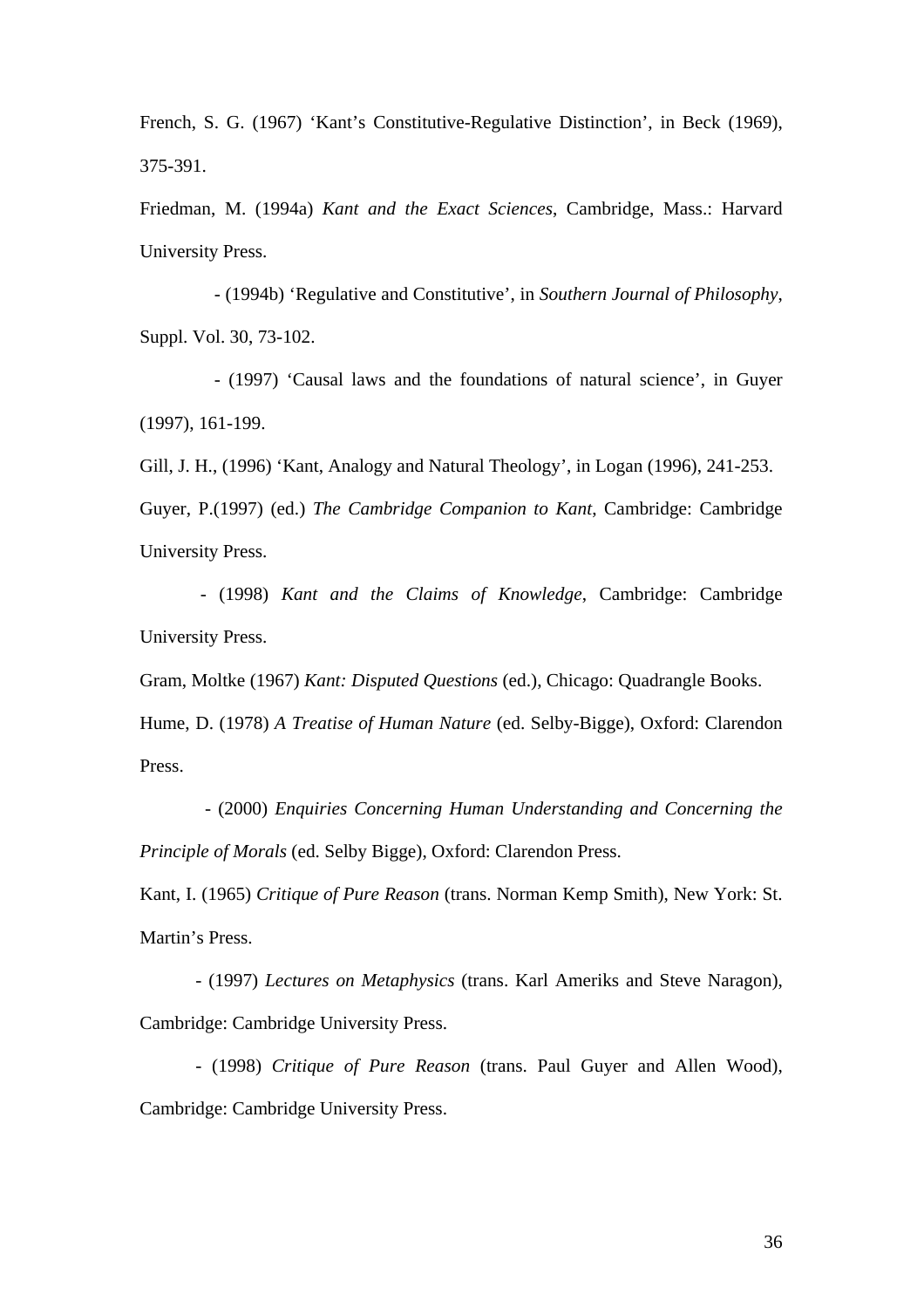French, S. G. (1967) 'Kant's Constitutive-Regulative Distinction', in Beck (1969), 375-391.

Friedman, M. (1994a) *Kant and the Exact Sciences*, Cambridge, Mass.: Harvard University Press.

- (1994b) 'Regulative and Constitutive', in *Southern Journal of Philosophy*, Suppl. Vol. 30, 73-102.

- (1997) 'Causal laws and the foundations of natural science', in Guyer (1997), 161-199.

Gill, J. H., (1996) 'Kant, Analogy and Natural Theology', in Logan (1996), 241-253.

Guyer, P.(1997) (ed.) *The Cambridge Companion to Kant*, Cambridge: Cambridge University Press.

- (1998) *Kant and the Claims of Knowledge*, Cambridge: Cambridge University Press.

Gram, Moltke (1967) *Kant: Disputed Questions* (ed.), Chicago: Quadrangle Books.

Hume, D. (1978) *A Treatise of Human Nature* (ed. Selby-Bigge), Oxford: Clarendon Press.

- (2000) *Enquiries Concerning Human Understanding and Concerning the Principle of Morals* (ed. Selby Bigge), Oxford: Clarendon Press.

Kant, I. (1965) *Critique of Pure Reason* (trans. Norman Kemp Smith), New York: St. Martin's Press.

- (1997) *Lectures on Metaphysics* (trans. Karl Ameriks and Steve Naragon), Cambridge: Cambridge University Press.

- (1998) *Critique of Pure Reason* (trans. Paul Guyer and Allen Wood), Cambridge: Cambridge University Press.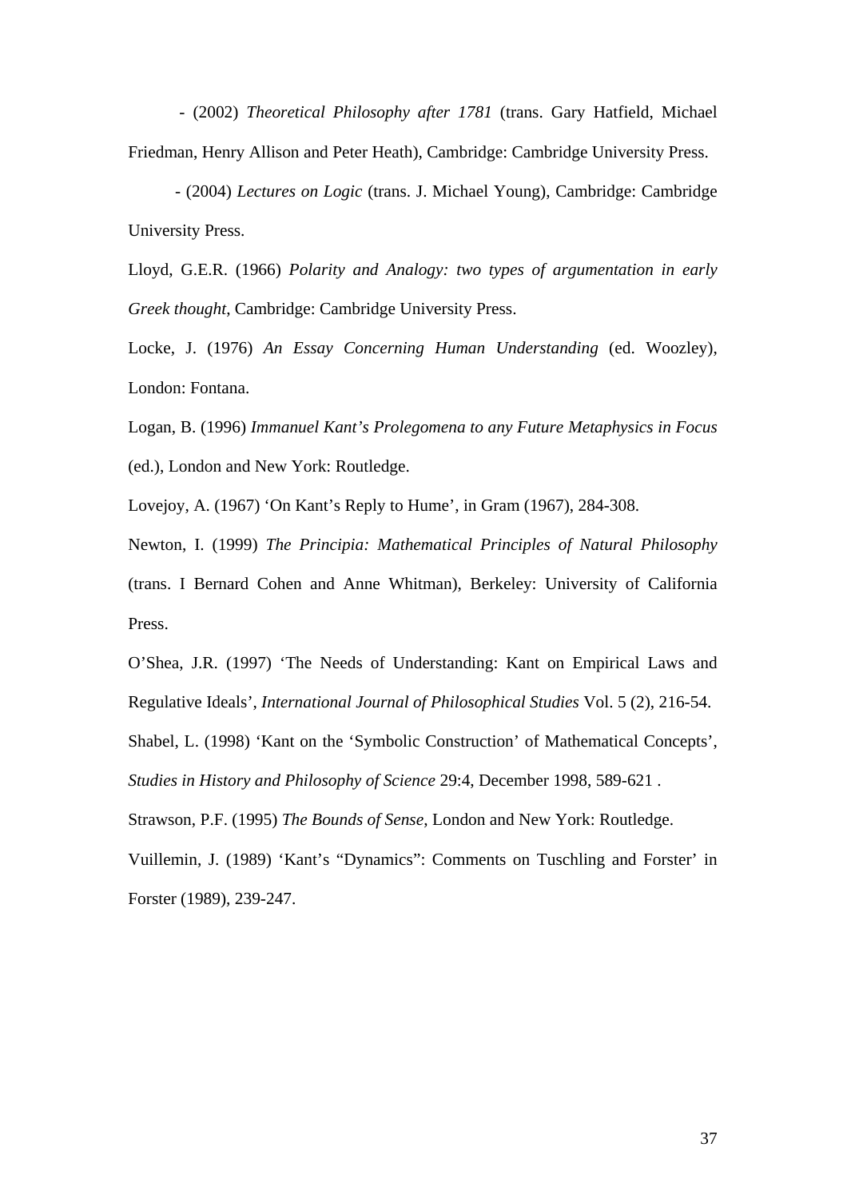- (2002) *Theoretical Philosophy after 1781* (trans. Gary Hatfield, Michael Friedman, Henry Allison and Peter Heath), Cambridge: Cambridge University Press.

- (2004) *Lectures on Logic* (trans. J. Michael Young), Cambridge: Cambridge University Press.

Lloyd, G.E.R. (1966) *Polarity and Analogy: two types of argumentation in early Greek thought*, Cambridge: Cambridge University Press.

Locke, J. (1976) *An Essay Concerning Human Understanding* (ed. Woozley), London: Fontana.

Logan, B. (1996) *Immanuel Kant's Prolegomena to any Future Metaphysics in Focus* (ed.), London and New York: Routledge.

Lovejoy, A. (1967) 'On Kant's Reply to Hume', in Gram (1967), 284-308.

Newton, I. (1999) *The Principia: Mathematical Principles of Natural Philosophy* (trans. I Bernard Cohen and Anne Whitman), Berkeley: University of California Press.

O'Shea, J.R. (1997) 'The Needs of Understanding: Kant on Empirical Laws and Regulative Ideals', *International Journal of Philosophical Studies* Vol. 5 (2), 216-54.

Shabel, L. (1998) 'Kant on the 'Symbolic Construction' of Mathematical Concepts', *Studies in History and Philosophy of Science* 29:4, December 1998, 589-621 .

Strawson, P.F. (1995) *The Bounds of Sense*, London and New York: Routledge.

Vuillemin, J. (1989) 'Kant's "Dynamics": Comments on Tuschling and Forster' in Forster (1989), 239-247.